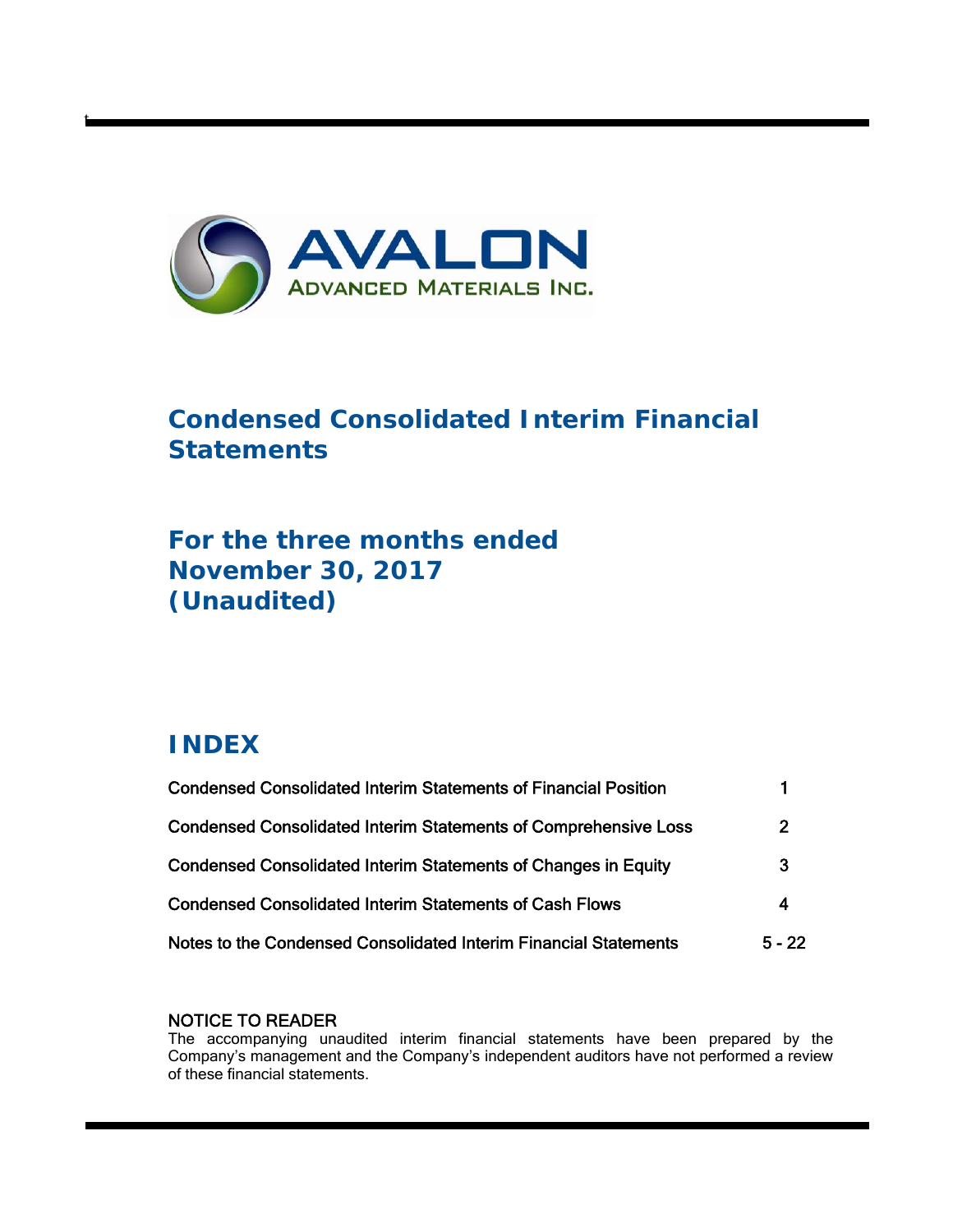# AVALON ADVANCED MATERIALS INC.

## Condensed Consolidated Interim Financial Statements

## For the three months ended November 30, 2017 (Unaudited)

## INDEX

| | |
|---|---|
| Condensed Consolidated Interim Statements of Financial Position | 1 |
| Condensed Consolidated Interim Statements of Comprehensive Loss | 2 |
| Condensed Consolidated Interim Statements of Changes in Equity | 3 |
| Condensed Consolidated Interim Statements of Cash Flows | 4 |
| Notes to the Condensed Consolidated Interim Financial Statements | 5 - 22 |

NOTICE TO READER

The accompanying unaudited interim financial statements have been prepared by the Company's management and the Company's independent auditors have not performed a review of these financial statements.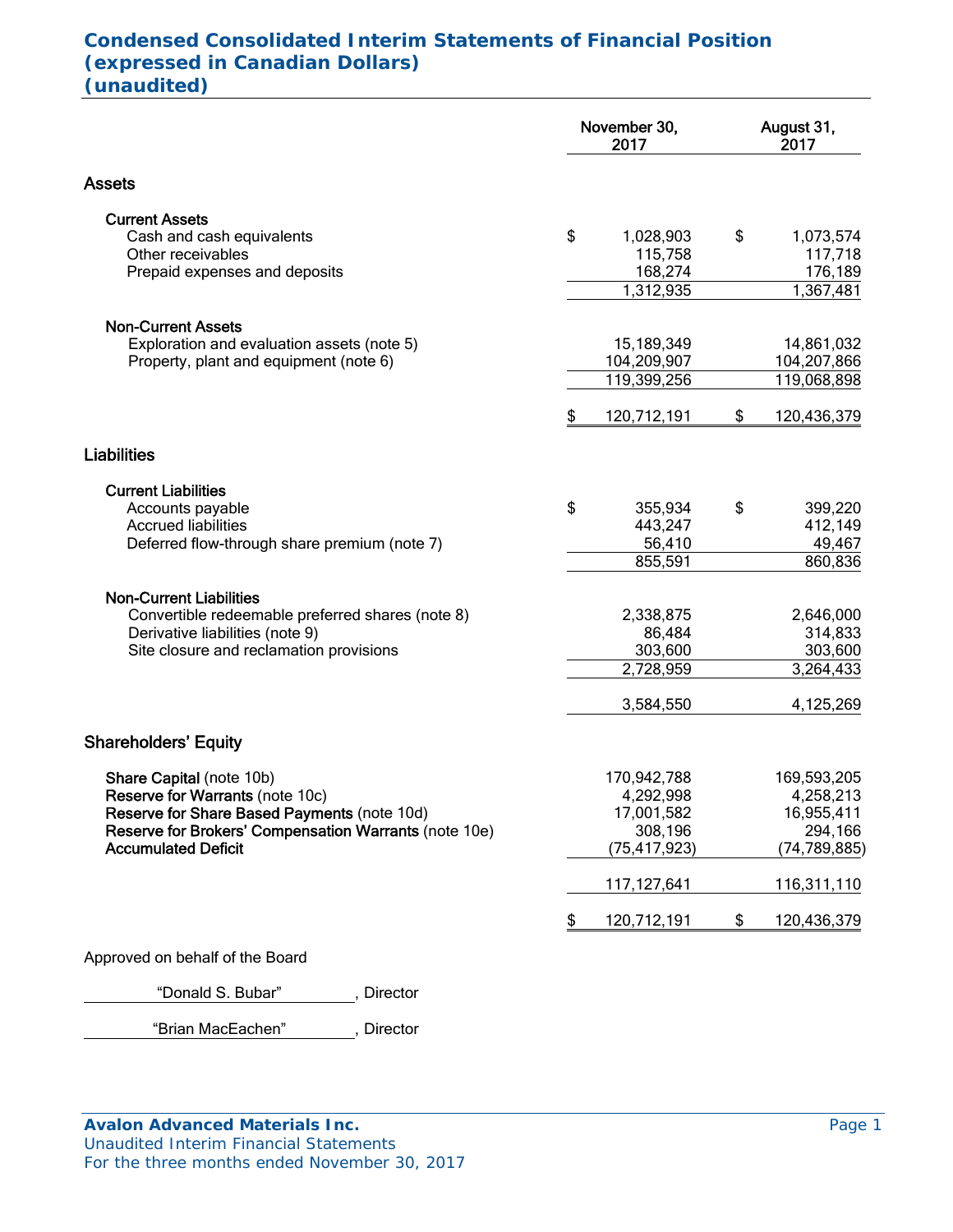# Condensed Consolidated Interim Statements of Financial Position (expressed in Canadian Dollars) (unaudited)

| | November 30, 2017 | August 31, 2017 |
|---|---|---|
| **Assets** | | |
| **Current Assets** | | |
| Cash and cash equivalents | $ 1,028,903 | $ 1,073,574 |
| Other receivables | 115,758 | 117,718 |
| Prepaid expenses and deposits | 168,274 | 176,189 |
| | 1,312,935 | 1,367,481 |
| **Non-Current Assets** | | |
| Exploration and evaluation assets (note 5) | 15,189,349 | 14,861,032 |
| Property, plant and equipment (note 6) | 104,209,907 | 104,207,866 |
| | 119,399,256 | 119,068,898 |
| | $ 120,712,191 | $ 120,436,379 |
| **Liabilities** | | |
| **Current Liabilities** | | |
| Accounts payable | $ 355,934 | $ 399,220 |
| Accrued liabilities | 443,247 | 412,149 |
| Deferred flow-through share premium (note 7) | 56,410 | 49,467 |
| | 855,591 | 860,836 |
| **Non-Current Liabilities** | | |
| Convertible redeemable preferred shares (note 8) | 2,338,875 | 2,646,000 |
| Derivative liabilities (note 9) | 86,484 | 314,833 |
| Site closure and reclamation provisions | 303,600 | 303,600 |
| | 2,728,959 | 3,264,433 |
| | 3,584,550 | 4,125,269 |
| **Shareholders' Equity** | | |
| **Share Capital** (note 10b) | 170,942,788 | 169,593,205 |
| **Reserve for Warrants** (note 10c) | 4,292,998 | 4,258,213 |
| **Reserve for Share Based Payments** (note 10d) | 17,001,582 | 16,955,411 |
| **Reserve for Brokers' Compensation Warrants** (note 10e) | 308,196 | 294,166 |
| **Accumulated Deficit** | (75,417,923) | (74,789,885) |
| | 117,127,641 | 116,311,110 |
| | $ 120,712,191 | $ 120,436,379 |

Approved on behalf of the Board

"Donald S. Bubar", Director

"Brian MacEachen", Director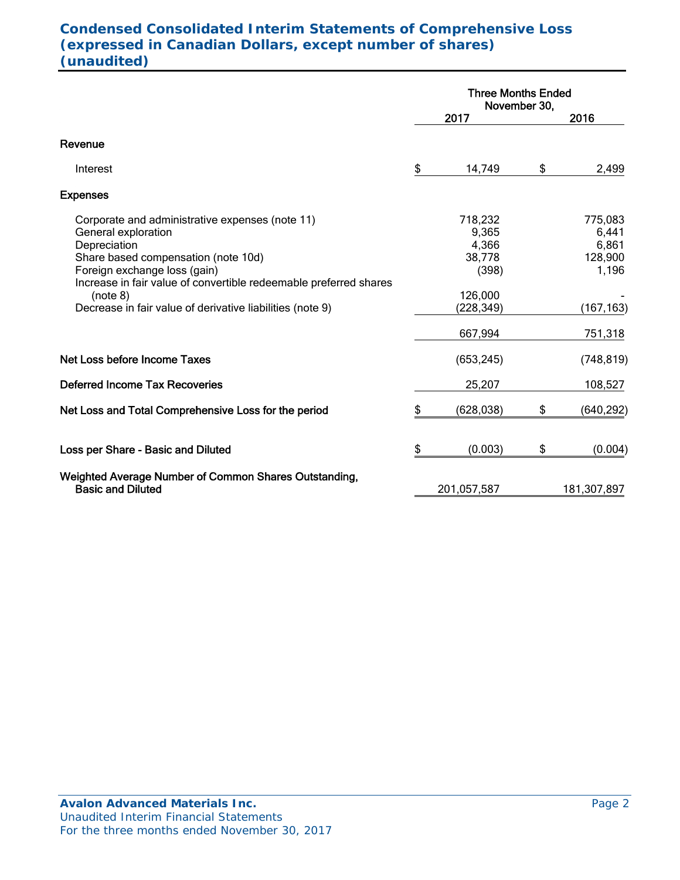# Condensed Consolidated Interim Statements of Comprehensive Loss (expressed in Canadian Dollars, except number of shares) (unaudited)

| | Three Months Ended November 30, 2017 | 2016 |
|---|---|---|
| **Revenue** | | |
| Interest | $ 14,749 | $ 2,499 |
| **Expenses** | | |
| Corporate and administrative expenses (note 11) | 718,232 | 775,083 |
| General exploration | 9,365 | 6,441 |
| Depreciation | 4,366 | 6,861 |
| Share based compensation (note 10d) | 38,778 | 128,900 |
| Foreign exchange loss (gain) | (398) | 1,196 |
| Increase in fair value of convertible redeemable preferred shares (note 8) | 126,000 | - |
| Decrease in fair value of derivative liabilities (note 9) | (228,349) | (167,163) |
| | 667,994 | 751,318 |
| **Net Loss before Income Taxes** | (653,245) | (748,819) |
| **Deferred Income Tax Recoveries** | 25,207 | 108,527 |
| **Net Loss and Total Comprehensive Loss for the period** | $ (628,038) | $ (640,292) |
| **Loss per Share - Basic and Diluted** | $ (0.003) | $ (0.004) |
| **Weighted Average Number of Common Shares Outstanding, Basic and Diluted** | 201,057,587 | 181,307,897 |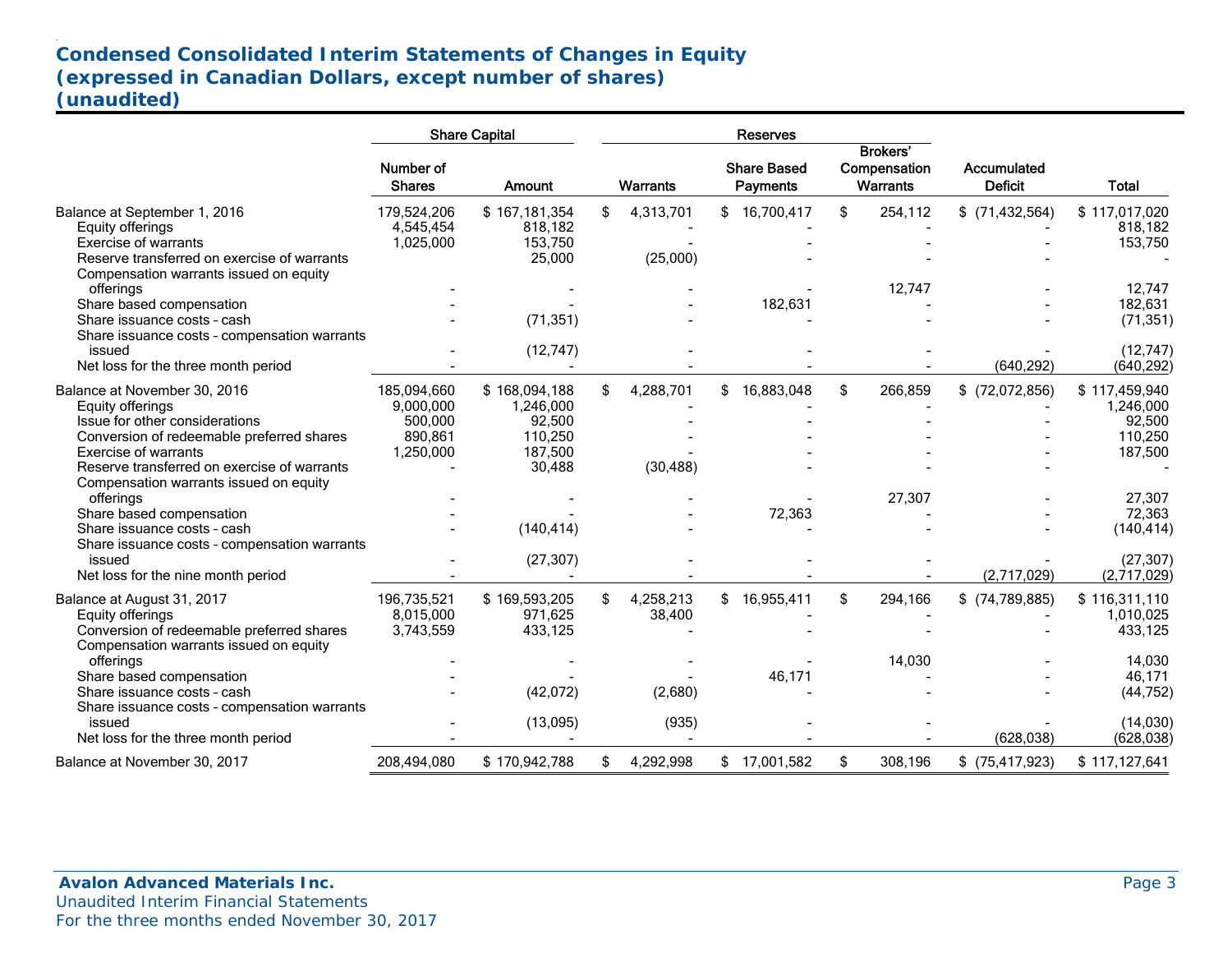## Condensed Consolidated Interim Statements of Changes in Equity
## (expressed in Canadian Dollars, except number of shares)
## (unaudited)

| | Share Capital | | Reserves | | | | |
|---|---|---|---|---|---|---|---|
| | Number of Shares | Amount | Warrants | Share Based Payments | Brokers' Compensation Warrants | Accumulated Deficit | Total |
| Balance at September 1, 2016 | 179,524,206 | $ 167,181,354 | $ 4,313,701 | $ 16,700,417 | $ 254,112 | $ (71,432,564) | $ 117,017,020 |
| Equity offerings | 4,545,454 | 818,182 | - | - | - | - | 818,182 |
| Exercise of warrants | 1,025,000 | 153,750 | - | - | - | - | 153,750 |
| Reserve transferred on exercise of warrants | | 25,000 | (25,000) | - | - | - | - |
| Compensation warrants issued on equity offerings | - | - | - | - | 12,747 | - | 12,747 |
| Share based compensation | - | - | - | 182,631 | - | - | 182,631 |
| Share issuance costs - cash | - | (71,351) | - | - | - | - | (71,351) |
| Share issuance costs - compensation warrants issued | - | (12,747) | - | - | - | - | (12,747) |
| Net loss for the three month period | - | - | - | - | - | (640,292) | (640,292) |
| Balance at November 30, 2016 | 185,094,660 | $ 168,094,188 | $ 4,288,701 | $ 16,883,048 | $ 266,859 | $ (72,072,856) | $ 117,459,940 |
| Equity offerings | 9,000,000 | 1,246,000 | - | - | - | - | 1,246,000 |
| Issue for other considerations | 500,000 | 92,500 | - | - | - | - | 92,500 |
| Conversion of redeemable preferred shares | 890,861 | 110,250 | - | - | - | - | 110,250 |
| Exercise of warrants | 1,250,000 | 187,500 | - | - | - | - | 187,500 |
| Reserve transferred on exercise of warrants | - | 30,488 | (30,488) | - | - | - | - |
| Compensation warrants issued on equity offerings | - | - | - | - | 27,307 | - | 27,307 |
| Share based compensation | - | - | - | 72,363 | - | - | 72,363 |
| Share issuance costs - cash | - | (140,414) | - | - | - | - | (140,414) |
| Share issuance costs - compensation warrants issued | - | (27,307) | - | - | - | - | (27,307) |
| Net loss for the nine month period | - | - | - | - | - | (2,717,029) | (2,717,029) |
| Balance at August 31, 2017 | 196,735,521 | $ 169,593,205 | $ 4,258,213 | $ 16,955,411 | $ 294,166 | $ (74,789,885) | $ 116,311,110 |
| Equity offerings | 8,015,000 | 971,625 | 38,400 | - | - | - | 1,010,025 |
| Conversion of redeemable preferred shares | 3,743,559 | 433,125 | - | - | - | - | 433,125 |
| Compensation warrants issued on equity offerings | - | - | - | - | 14,030 | - | 14,030 |
| Share based compensation | - | - | - | 46,171 | - | - | 46,171 |
| Share issuance costs - cash | - | (42,072) | (2,680) | - | - | - | (44,752) |
| Share issuance costs - compensation warrants issued | - | (13,095) | (935) | - | - | - | (14,030) |
| Net loss for the three month period | - | - | - | - | - | (628,038) | (628,038) |
| Balance at November 30, 2017 | 208,494,080 | $ 170,942,788 | $ 4,292,998 | $ 17,001,582 | $ 308,196 | $ (75,417,923) | $ 117,127,641 |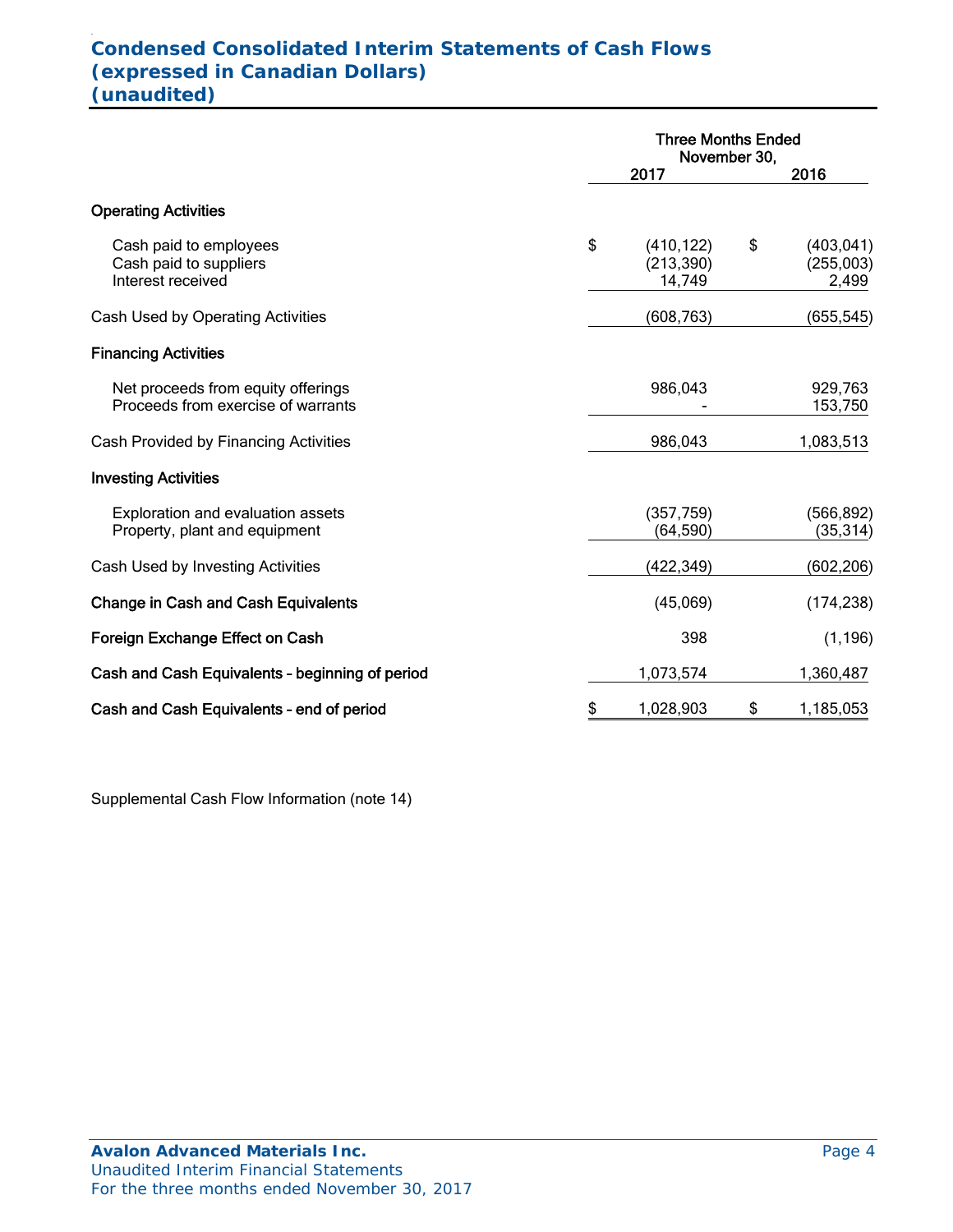# Condensed Consolidated Interim Statements of Cash Flows
## (expressed in Canadian Dollars)
## (unaudited)

| | Three Months Ended November 30, 2017 | Three Months Ended November 30, 2016 |
|---|---|---|
| **Operating Activities** | | |
| Cash paid to employees | $ (410,122) | $ (403,041) |
| Cash paid to suppliers | (213,390) | (255,003) |
| Interest received | 14,749 | 2,499 |
| Cash Used by Operating Activities | (608,763) | (655,545) |
| **Financing Activities** | | |
| Net proceeds from equity offerings | 986,043 | 929,763 |
| Proceeds from exercise of warrants | - | 153,750 |
| Cash Provided by Financing Activities | 986,043 | 1,083,513 |
| **Investing Activities** | | |
| Exploration and evaluation assets | (357,759) | (566,892) |
| Property, plant and equipment | (64,590) | (35,314) |
| Cash Used by Investing Activities | (422,349) | (602,206) |
| **Change in Cash and Cash Equivalents** | (45,069) | (174,238) |
| **Foreign Exchange Effect on Cash** | 398 | (1,196) |
| **Cash and Cash Equivalents - beginning of period** | 1,073,574 | 1,360,487 |
| **Cash and Cash Equivalents - end of period** | $ 1,028,903 | $ 1,185,053 |

Supplemental Cash Flow Information (note 14)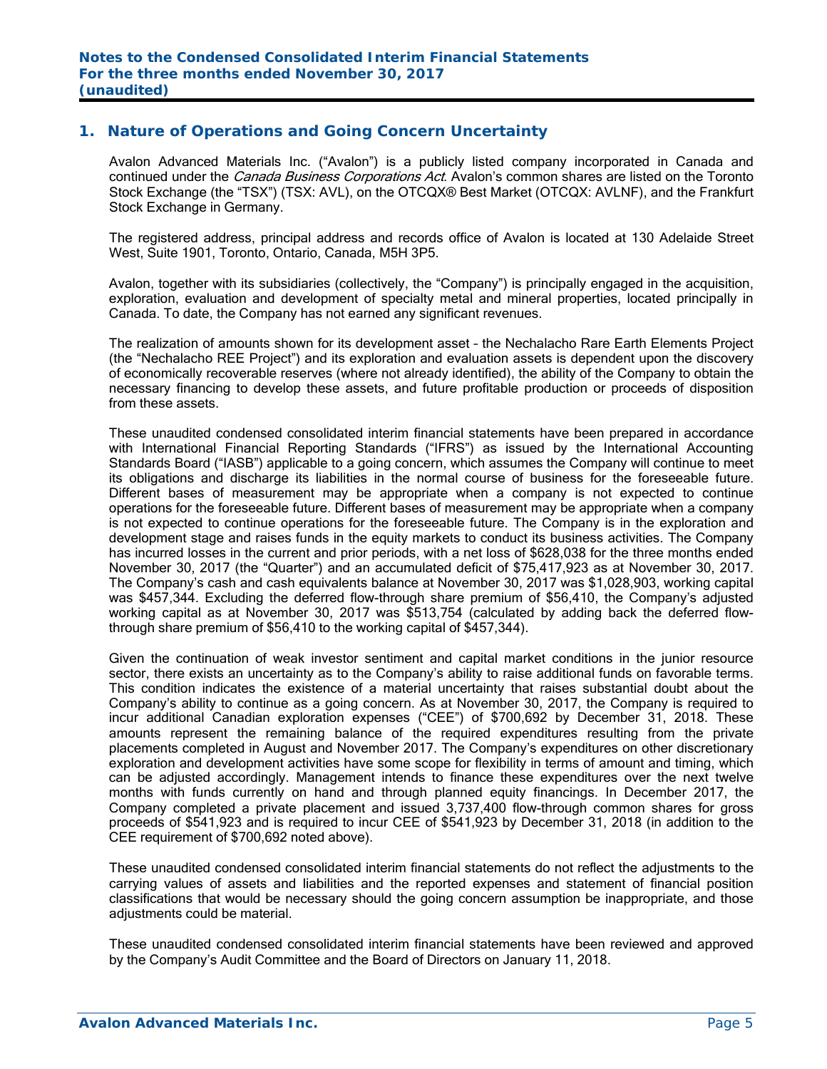## 1. Nature of Operations and Going Concern Uncertainty

Avalon Advanced Materials Inc. ("Avalon") is a publicly listed company incorporated in Canada and continued under the *Canada Business Corporations Act*. Avalon's common shares are listed on the Toronto Stock Exchange (the "TSX") (TSX: AVL), on the OTCQX® Best Market (OTCQX: AVLNF), and the Frankfurt Stock Exchange in Germany.

The registered address, principal address and records office of Avalon is located at 130 Adelaide Street West, Suite 1901, Toronto, Ontario, Canada, M5H 3P5.

Avalon, together with its subsidiaries (collectively, the "Company") is principally engaged in the acquisition, exploration, evaluation and development of specialty metal and mineral properties, located principally in Canada. To date, the Company has not earned any significant revenues.

The realization of amounts shown for its development asset – the Nechalacho Rare Earth Elements Project (the "Nechalacho REE Project") and its exploration and evaluation assets is dependent upon the discovery of economically recoverable reserves (where not already identified), the ability of the Company to obtain the necessary financing to develop these assets, and future profitable production or proceeds of disposition from these assets.

These unaudited condensed consolidated interim financial statements have been prepared in accordance with International Financial Reporting Standards ("IFRS") as issued by the International Accounting Standards Board ("IASB") applicable to a going concern, which assumes the Company will continue to meet its obligations and discharge its liabilities in the normal course of business for the foreseeable future. Different bases of measurement may be appropriate when a company is not expected to continue operations for the foreseeable future. Different bases of measurement may be appropriate when a company is not expected to continue operations for the foreseeable future. The Company is in the exploration and development stage and raises funds in the equity markets to conduct its business activities. The Company has incurred losses in the current and prior periods, with a net loss of $628,038 for the three months ended November 30, 2017 (the "Quarter") and an accumulated deficit of $75,417,923 as at November 30, 2017. The Company's cash and cash equivalents balance at November 30, 2017 was $1,028,903, working capital was $457,344. Excluding the deferred flow-through share premium of $56,410, the Company's adjusted working capital as at November 30, 2017 was $513,754 (calculated by adding back the deferred flow-through share premium of $56,410 to the working capital of $457,344).

Given the continuation of weak investor sentiment and capital market conditions in the junior resource sector, there exists an uncertainty as to the Company's ability to raise additional funds on favorable terms. This condition indicates the existence of a material uncertainty that raises substantial doubt about the Company's ability to continue as a going concern. As at November 30, 2017, the Company is required to incur additional Canadian exploration expenses ("CEE") of $700,692 by December 31, 2018. These amounts represent the remaining balance of the required expenditures resulting from the private placements completed in August and November 2017. The Company's expenditures on other discretionary exploration and development activities have some scope for flexibility in terms of amount and timing, which can be adjusted accordingly. Management intends to finance these expenditures over the next twelve months with funds currently on hand and through planned equity financings. In December 2017, the Company completed a private placement and issued 3,737,400 flow-through common shares for gross proceeds of $541,923 and is required to incur CEE of $541,923 by December 31, 2018 (in addition to the CEE requirement of $700,692 noted above).

These unaudited condensed consolidated interim financial statements do not reflect the adjustments to the carrying values of assets and liabilities and the reported expenses and statement of financial position classifications that would be necessary should the going concern assumption be inappropriate, and those adjustments could be material.

These unaudited condensed consolidated interim financial statements have been reviewed and approved by the Company's Audit Committee and the Board of Directors on January 11, 2018.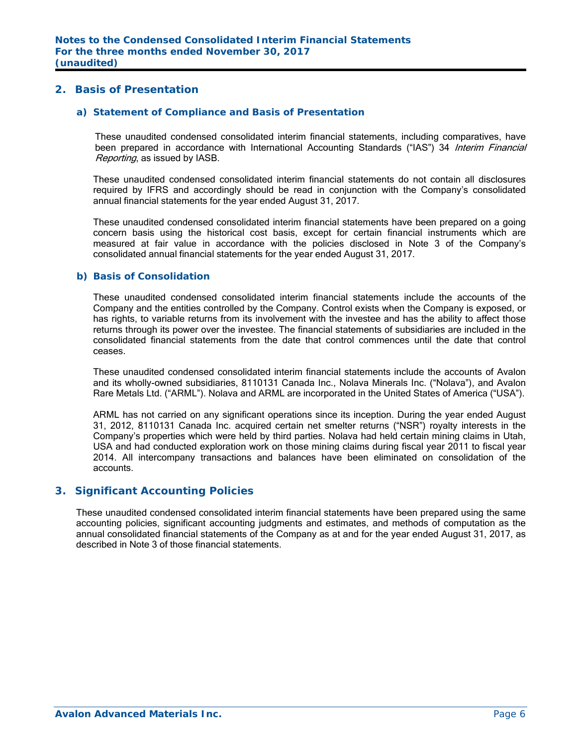## 2. Basis of Presentation

### a) Statement of Compliance and Basis of Presentation

These unaudited condensed consolidated interim financial statements, including comparatives, have been prepared in accordance with International Accounting Standards ("IAS") 34 *Interim Financial Reporting*, as issued by IASB.

These unaudited condensed consolidated interim financial statements do not contain all disclosures required by IFRS and accordingly should be read in conjunction with the Company's consolidated annual financial statements for the year ended August 31, 2017.

These unaudited condensed consolidated interim financial statements have been prepared on a going concern basis using the historical cost basis, except for certain financial instruments which are measured at fair value in accordance with the policies disclosed in Note 3 of the Company's consolidated annual financial statements for the year ended August 31, 2017.

### b) Basis of Consolidation

These unaudited condensed consolidated interim financial statements include the accounts of the Company and the entities controlled by the Company. Control exists when the Company is exposed, or has rights, to variable returns from its involvement with the investee and has the ability to affect those returns through its power over the investee. The financial statements of subsidiaries are included in the consolidated financial statements from the date that control commences until the date that control ceases.

These unaudited condensed consolidated interim financial statements include the accounts of Avalon and its wholly-owned subsidiaries, 8110131 Canada Inc., Nolava Minerals Inc. ("Nolava"), and Avalon Rare Metals Ltd. ("ARML"). Nolava and ARML are incorporated in the United States of America ("USA").

ARML has not carried on any significant operations since its inception. During the year ended August 31, 2012, 8110131 Canada Inc. acquired certain net smelter returns ("NSR") royalty interests in the Company's properties which were held by third parties. Nolava had held certain mining claims in Utah, USA and had conducted exploration work on those mining claims during fiscal year 2011 to fiscal year 2014. All intercompany transactions and balances have been eliminated on consolidation of the accounts.

## 3. Significant Accounting Policies

These unaudited condensed consolidated interim financial statements have been prepared using the same accounting policies, significant accounting judgments and estimates, and methods of computation as the annual consolidated financial statements of the Company as at and for the year ended August 31, 2017, as described in Note 3 of those financial statements.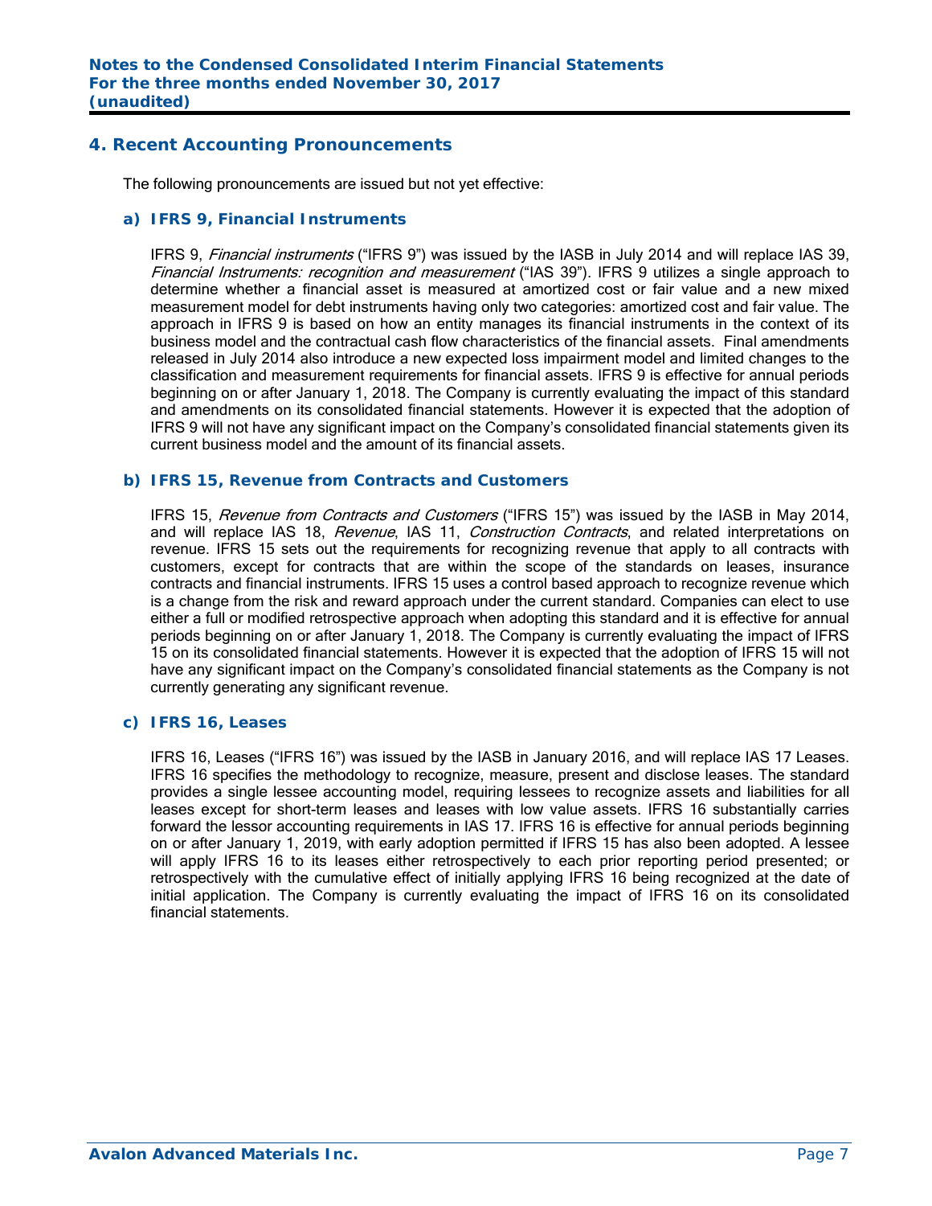## 4. Recent Accounting Pronouncements

The following pronouncements are issued but not yet effective:

### a) IFRS 9, Financial Instruments

IFRS 9, *Financial instruments* ("IFRS 9") was issued by the IASB in July 2014 and will replace IAS 39, *Financial Instruments: recognition and measurement* ("IAS 39"). IFRS 9 utilizes a single approach to determine whether a financial asset is measured at amortized cost or fair value and a new mixed measurement model for debt instruments having only two categories: amortized cost and fair value. The approach in IFRS 9 is based on how an entity manages its financial instruments in the context of its business model and the contractual cash flow characteristics of the financial assets. Final amendments released in July 2014 also introduce a new expected loss impairment model and limited changes to the classification and measurement requirements for financial assets. IFRS 9 is effective for annual periods beginning on or after January 1, 2018. The Company is currently evaluating the impact of this standard and amendments on its consolidated financial statements. However it is expected that the adoption of IFRS 9 will not have any significant impact on the Company's consolidated financial statements given its current business model and the amount of its financial assets.

### b) IFRS 15, Revenue from Contracts and Customers

IFRS 15, *Revenue from Contracts and Customers* ("IFRS 15") was issued by the IASB in May 2014, and will replace IAS 18, *Revenue*, IAS 11, *Construction Contracts*, and related interpretations on revenue. IFRS 15 sets out the requirements for recognizing revenue that apply to all contracts with customers, except for contracts that are within the scope of the standards on leases, insurance contracts and financial instruments. IFRS 15 uses a control based approach to recognize revenue which is a change from the risk and reward approach under the current standard. Companies can elect to use either a full or modified retrospective approach when adopting this standard and it is effective for annual periods beginning on or after January 1, 2018. The Company is currently evaluating the impact of IFRS 15 on its consolidated financial statements. However it is expected that the adoption of IFRS 15 will not have any significant impact on the Company's consolidated financial statements as the Company is not currently generating any significant revenue.

### c) IFRS 16, Leases

IFRS 16, Leases ("IFRS 16") was issued by the IASB in January 2016, and will replace IAS 17 Leases. IFRS 16 specifies the methodology to recognize, measure, present and disclose leases. The standard provides a single lessee accounting model, requiring lessees to recognize assets and liabilities for all leases except for short-term leases and leases with low value assets. IFRS 16 substantially carries forward the lessor accounting requirements in IAS 17. IFRS 16 is effective for annual periods beginning on or after January 1, 2019, with early adoption permitted if IFRS 15 has also been adopted. A lessee will apply IFRS 16 to its leases either retrospectively to each prior reporting period presented; or retrospectively with the cumulative effect of initially applying IFRS 16 being recognized at the date of initial application. The Company is currently evaluating the impact of IFRS 16 on its consolidated financial statements.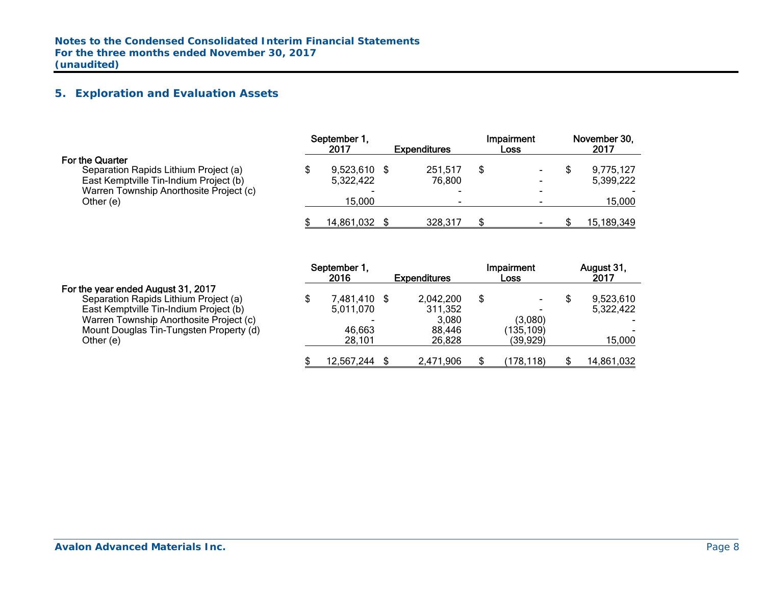## 5. Exploration and Evaluation Assets

| | September 1, 2017 | Expenditures | Impairment Loss | November 30, 2017 |
|---|---|---|---|---|
| **For the Quarter** | | | | |
| Separation Rapids Lithium Project (a) | $ 9,523,610 | $ 251,517 | $ - | $ 9,775,127 |
| East Kemptville Tin-Indium Project (b) | 5,322,422 | 76,800 | - | 5,399,222 |
| Warren Township Anorthosite Project (c) | - | - | - | - |
| Other (e) | 15,000 | - | - | 15,000 |
| | $ 14,861,032 | $ 328,317 | $ - | $ 15,189,349 |

| | September 1, 2016 | Expenditures | Impairment Loss | August 31, 2017 |
|---|---|---|---|---|
| **For the year ended August 31, 2017** | | | | |
| Separation Rapids Lithium Project (a) | $ 7,481,410 | $ 2,042,200 | $ - | $ 9,523,610 |
| East Kemptville Tin-Indium Project (b) | 5,011,070 | 311,352 | - | 5,322,422 |
| Warren Township Anorthosite Project (c) | - | 3,080 | (3,080) | - |
| Mount Douglas Tin-Tungsten Property (d) | 46,663 | 88,446 | (135,109) | - |
| Other (e) | 28,101 | 26,828 | (39,929) | 15,000 |
| | $ 12,567,244 | $ 2,471,906 | $ (178,118) | $ 14,861,032 |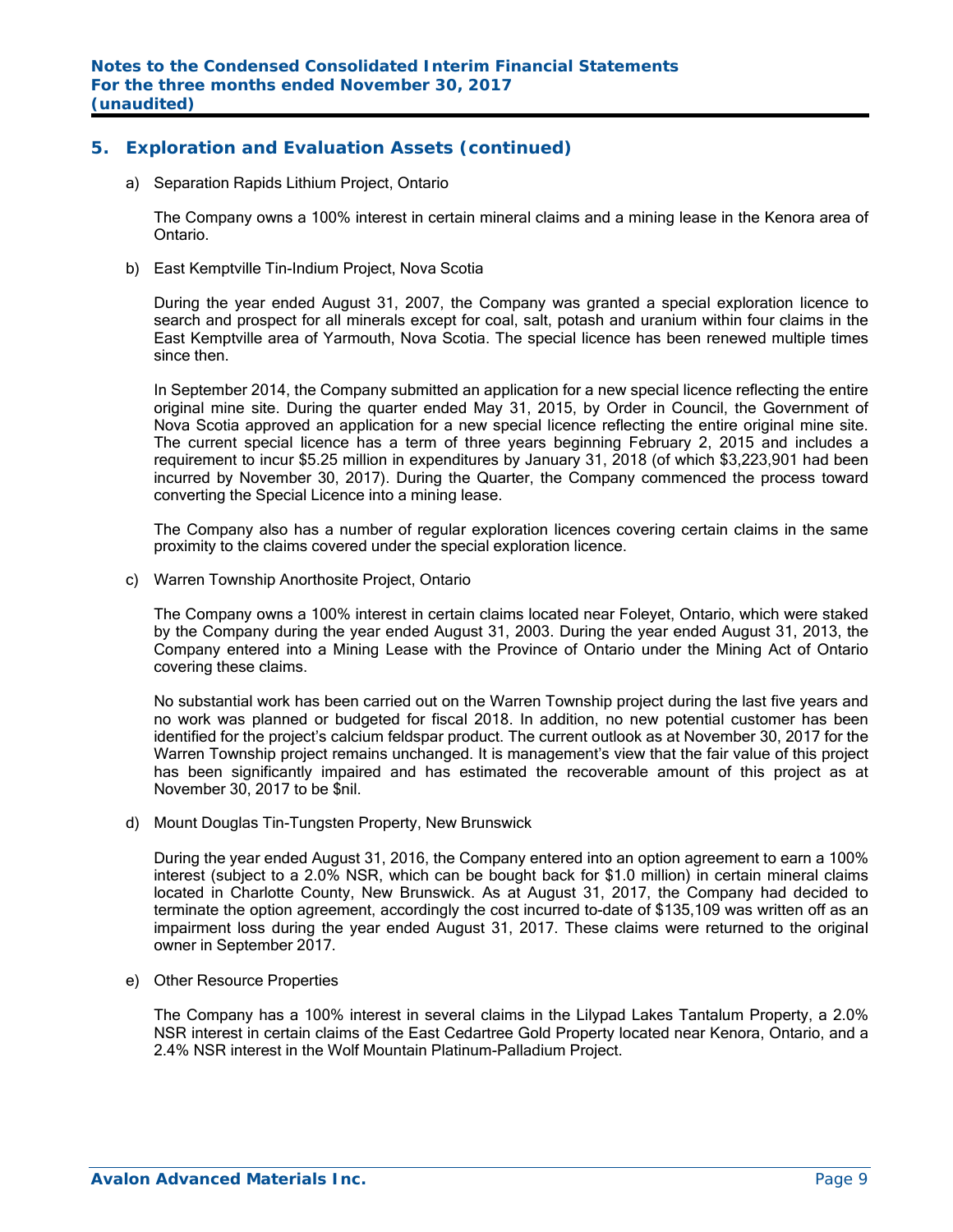## 5. Exploration and Evaluation Assets (continued)

a) Separation Rapids Lithium Project, Ontario

The Company owns a 100% interest in certain mineral claims and a mining lease in the Kenora area of Ontario.

b) East Kemptville Tin-Indium Project, Nova Scotia

During the year ended August 31, 2007, the Company was granted a special exploration licence to search and prospect for all minerals except for coal, salt, potash and uranium within four claims in the East Kemptville area of Yarmouth, Nova Scotia. The special licence has been renewed multiple times since then.

In September 2014, the Company submitted an application for a new special licence reflecting the entire original mine site. During the quarter ended May 31, 2015, by Order in Council, the Government of Nova Scotia approved an application for a new special licence reflecting the entire original mine site. The current special licence has a term of three years beginning February 2, 2015 and includes a requirement to incur $5.25 million in expenditures by January 31, 2018 (of which $3,223,901 had been incurred by November 30, 2017). During the Quarter, the Company commenced the process toward converting the Special Licence into a mining lease.

The Company also has a number of regular exploration licences covering certain claims in the same proximity to the claims covered under the special exploration licence.

c) Warren Township Anorthosite Project, Ontario

The Company owns a 100% interest in certain claims located near Foleyet, Ontario, which were staked by the Company during the year ended August 31, 2003. During the year ended August 31, 2013, the Company entered into a Mining Lease with the Province of Ontario under the Mining Act of Ontario covering these claims.

No substantial work has been carried out on the Warren Township project during the last five years and no work was planned or budgeted for fiscal 2018. In addition, no new potential customer has been identified for the project's calcium feldspar product. The current outlook as at November 30, 2017 for the Warren Township project remains unchanged. It is management's view that the fair value of this project has been significantly impaired and has estimated the recoverable amount of this project as at November 30, 2017 to be $nil.

d) Mount Douglas Tin-Tungsten Property, New Brunswick

During the year ended August 31, 2016, the Company entered into an option agreement to earn a 100% interest (subject to a 2.0% NSR, which can be bought back for $1.0 million) in certain mineral claims located in Charlotte County, New Brunswick. As at August 31, 2017, the Company had decided to terminate the option agreement, accordingly the cost incurred to-date of $135,109 was written off as an impairment loss during the year ended August 31, 2017. These claims were returned to the original owner in September 2017.

e) Other Resource Properties

The Company has a 100% interest in several claims in the Lilypad Lakes Tantalum Property, a 2.0% NSR interest in certain claims of the East Cedartree Gold Property located near Kenora, Ontario, and a 2.4% NSR interest in the Wolf Mountain Platinum-Palladium Project.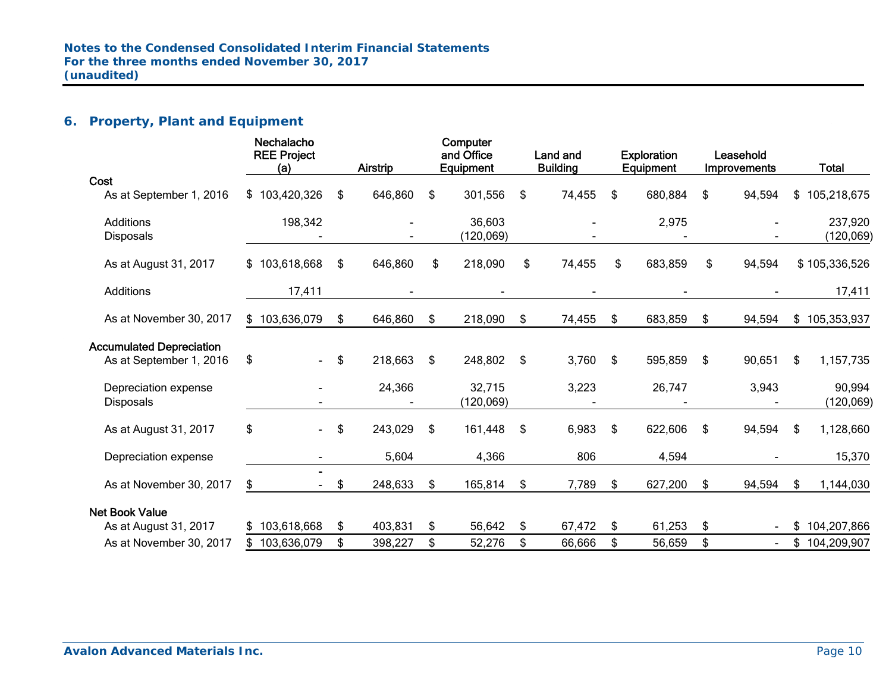## 6. Property, Plant and Equipment

| | Nechalacho REE Project (a) | Airstrip | Computer and Office Equipment | Land and Building | Exploration Equipment | Leasehold Improvements | Total |
|---|---|---|---|---|---|---|---|
| **Cost** | | | | | | | |
| As at September 1, 2016 | $ 103,420,326 | $ 646,860 | $ 301,556 | $ 74,455 | $ 680,884 | $ 94,594 | $ 105,218,675 |
| Additions | 198,342 | - | 36,603 | - | 2,975 | - | 237,920 |
| Disposals | - | - | (120,069) | - | - | - | (120,069) |
| As at August 31, 2017 | $ 103,618,668 | $ 646,860 | $ 218,090 | $ 74,455 | $ 683,859 | $ 94,594 | $ 105,336,526 |
| Additions | 17,411 | - | - | - | - | - | 17,411 |
| As at November 30, 2017 | $ 103,636,079 | $ 646,860 | $ 218,090 | $ 74,455 | $ 683,859 | $ 94,594 | $ 105,353,937 |
| **Accumulated Depreciation** | | | | | | | |
| As at September 1, 2016 | $ - | $ 218,663 | $ 248,802 | $ 3,760 | $ 595,859 | $ 90,651 | $ 1,157,735 |
| Depreciation expense | - | 24,366 | 32,715 | 3,223 | 26,747 | 3,943 | 90,994 |
| Disposals | - | - | (120,069) | - | - | - | (120,069) |
| As at August 31, 2017 | $ - | $ 243,029 | $ 161,448 | $ 6,983 | $ 622,606 | $ 94,594 | $ 1,128,660 |
| Depreciation expense | - | 5,604 | 4,366 | 806 | 4,594 | - | 15,370 |
| As at November 30, 2017 | $ - | $ 248,633 | $ 165,814 | $ 7,789 | $ 627,200 | $ 94,594 | $ 1,144,030 |
| **Net Book Value** | | | | | | | |
| As at August 31, 2017 | $ 103,618,668 | $ 403,831 | $ 56,642 | $ 67,472 | $ 61,253 | $ - | $ 104,207,866 |
| As at November 30, 2017 | $ 103,636,079 | $ 398,227 | $ 52,276 | $ 66,666 | $ 56,659 | $ - | $ 104,209,907 |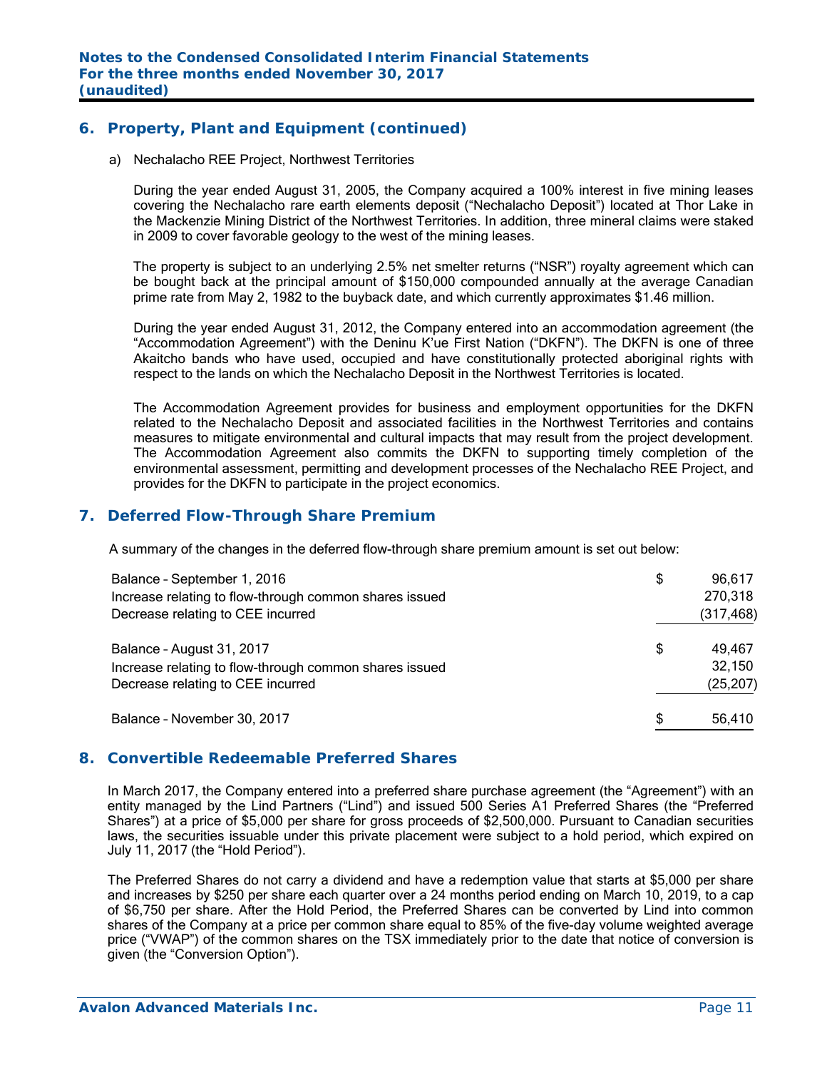## 6. Property, Plant and Equipment (continued)

a) Nechalacho REE Project, Northwest Territories

During the year ended August 31, 2005, the Company acquired a 100% interest in five mining leases covering the Nechalacho rare earth elements deposit (“Nechalacho Deposit”) located at Thor Lake in the Mackenzie Mining District of the Northwest Territories. In addition, three mineral claims were staked in 2009 to cover favorable geology to the west of the mining leases.

The property is subject to an underlying 2.5% net smelter returns (“NSR”) royalty agreement which can be bought back at the principal amount of $150,000 compounded annually at the average Canadian prime rate from May 2, 1982 to the buyback date, and which currently approximates $1.46 million.

During the year ended August 31, 2012, the Company entered into an accommodation agreement (the “Accommodation Agreement”) with the Deninu K’ue First Nation (“DKFN”). The DKFN is one of three Akaitcho bands who have used, occupied and have constitutionally protected aboriginal rights with respect to the lands on which the Nechalacho Deposit in the Northwest Territories is located.

The Accommodation Agreement provides for business and employment opportunities for the DKFN related to the Nechalacho Deposit and associated facilities in the Northwest Territories and contains measures to mitigate environmental and cultural impacts that may result from the project development. The Accommodation Agreement also commits the DKFN to supporting timely completion of the environmental assessment, permitting and development processes of the Nechalacho REE Project, and provides for the DKFN to participate in the project economics.

## 7. Deferred Flow-Through Share Premium

A summary of the changes in the deferred flow-through share premium amount is set out below:

| | | |
|---|---|---|
| Balance – September 1, 2016 | $ | 96,617 |
| Increase relating to flow-through common shares issued | | 270,318 |
| Decrease relating to CEE incurred | | (317,468) |
| Balance – August 31, 2017 | $ | 49,467 |
| Increase relating to flow-through common shares issued | | 32,150 |
| Decrease relating to CEE incurred | | (25,207) |
| Balance – November 30, 2017 | $ | 56,410 |

## 8. Convertible Redeemable Preferred Shares

In March 2017, the Company entered into a preferred share purchase agreement (the “Agreement”) with an entity managed by the Lind Partners (“Lind”) and issued 500 Series A1 Preferred Shares (the “Preferred Shares”) at a price of $5,000 per share for gross proceeds of $2,500,000. Pursuant to Canadian securities laws, the securities issuable under this private placement were subject to a hold period, which expired on July 11, 2017 (the “Hold Period”).

The Preferred Shares do not carry a dividend and have a redemption value that starts at $5,000 per share and increases by $250 per share each quarter over a 24 months period ending on March 10, 2019, to a cap of $6,750 per share. After the Hold Period, the Preferred Shares can be converted by Lind into common shares of the Company at a price per common share equal to 85% of the five-day volume weighted average price (“VWAP”) of the common shares on the TSX immediately prior to the date that notice of conversion is given (the “Conversion Option”).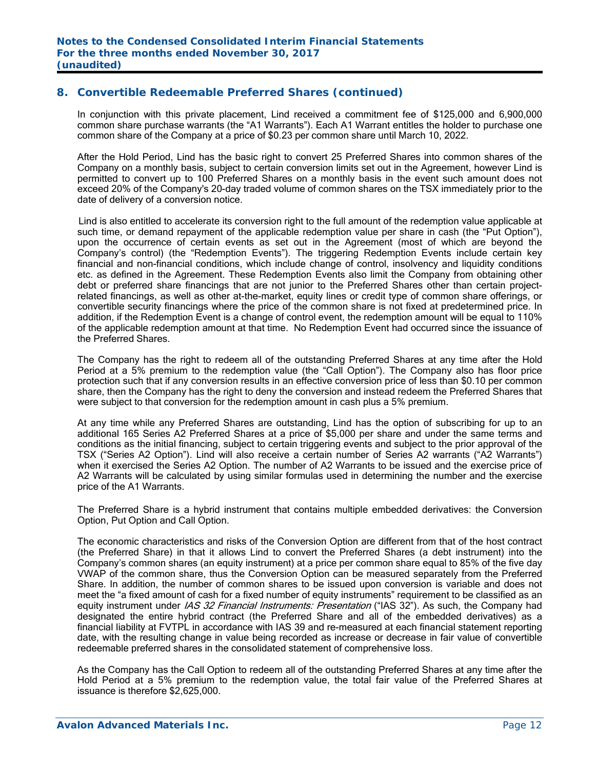## 8. Convertible Redeemable Preferred Shares (continued)

In conjunction with this private placement, Lind received a commitment fee of $125,000 and 6,900,000 common share purchase warrants (the "A1 Warrants"). Each A1 Warrant entitles the holder to purchase one common share of the Company at a price of $0.23 per common share until March 10, 2022.

After the Hold Period, Lind has the basic right to convert 25 Preferred Shares into common shares of the Company on a monthly basis, subject to certain conversion limits set out in the Agreement, however Lind is permitted to convert up to 100 Preferred Shares on a monthly basis in the event such amount does not exceed 20% of the Company's 20-day traded volume of common shares on the TSX immediately prior to the date of delivery of a conversion notice.

Lind is also entitled to accelerate its conversion right to the full amount of the redemption value applicable at such time, or demand repayment of the applicable redemption value per share in cash (the "Put Option"), upon the occurrence of certain events as set out in the Agreement (most of which are beyond the Company's control) (the "Redemption Events"). The triggering Redemption Events include certain key financial and non-financial conditions, which include change of control, insolvency and liquidity conditions etc. as defined in the Agreement. These Redemption Events also limit the Company from obtaining other debt or preferred share financings that are not junior to the Preferred Shares other than certain project-related financings, as well as other at-the-market, equity lines or credit type of common share offerings, or convertible security financings where the price of the common share is not fixed at predetermined price. In addition, if the Redemption Event is a change of control event, the redemption amount will be equal to 110% of the applicable redemption amount at that time. No Redemption Event had occurred since the issuance of the Preferred Shares.

The Company has the right to redeem all of the outstanding Preferred Shares at any time after the Hold Period at a 5% premium to the redemption value (the "Call Option"). The Company also has floor price protection such that if any conversion results in an effective conversion price of less than $0.10 per common share, then the Company has the right to deny the conversion and instead redeem the Preferred Shares that were subject to that conversion for the redemption amount in cash plus a 5% premium.

At any time while any Preferred Shares are outstanding, Lind has the option of subscribing for up to an additional 165 Series A2 Preferred Shares at a price of $5,000 per share and under the same terms and conditions as the initial financing, subject to certain triggering events and subject to the prior approval of the TSX ("Series A2 Option"). Lind will also receive a certain number of Series A2 warrants ("A2 Warrants") when it exercised the Series A2 Option. The number of A2 Warrants to be issued and the exercise price of A2 Warrants will be calculated by using similar formulas used in determining the number and the exercise price of the A1 Warrants.

The Preferred Share is a hybrid instrument that contains multiple embedded derivatives: the Conversion Option, Put Option and Call Option.

The economic characteristics and risks of the Conversion Option are different from that of the host contract (the Preferred Share) in that it allows Lind to convert the Preferred Shares (a debt instrument) into the Company's common shares (an equity instrument) at a price per common share equal to 85% of the five day VWAP of the common share, thus the Conversion Option can be measured separately from the Preferred Share. In addition, the number of common shares to be issued upon conversion is variable and does not meet the "a fixed amount of cash for a fixed number of equity instruments" requirement to be classified as an equity instrument under *IAS 32 Financial Instruments: Presentation* ("IAS 32"). As such, the Company had designated the entire hybrid contract (the Preferred Share and all of the embedded derivatives) as a financial liability at FVTPL in accordance with IAS 39 and re-measured at each financial statement reporting date, with the resulting change in value being recorded as increase or decrease in fair value of convertible redeemable preferred shares in the consolidated statement of comprehensive loss.

As the Company has the Call Option to redeem all of the outstanding Preferred Shares at any time after the Hold Period at a 5% premium to the redemption value, the total fair value of the Preferred Shares at issuance is therefore $2,625,000.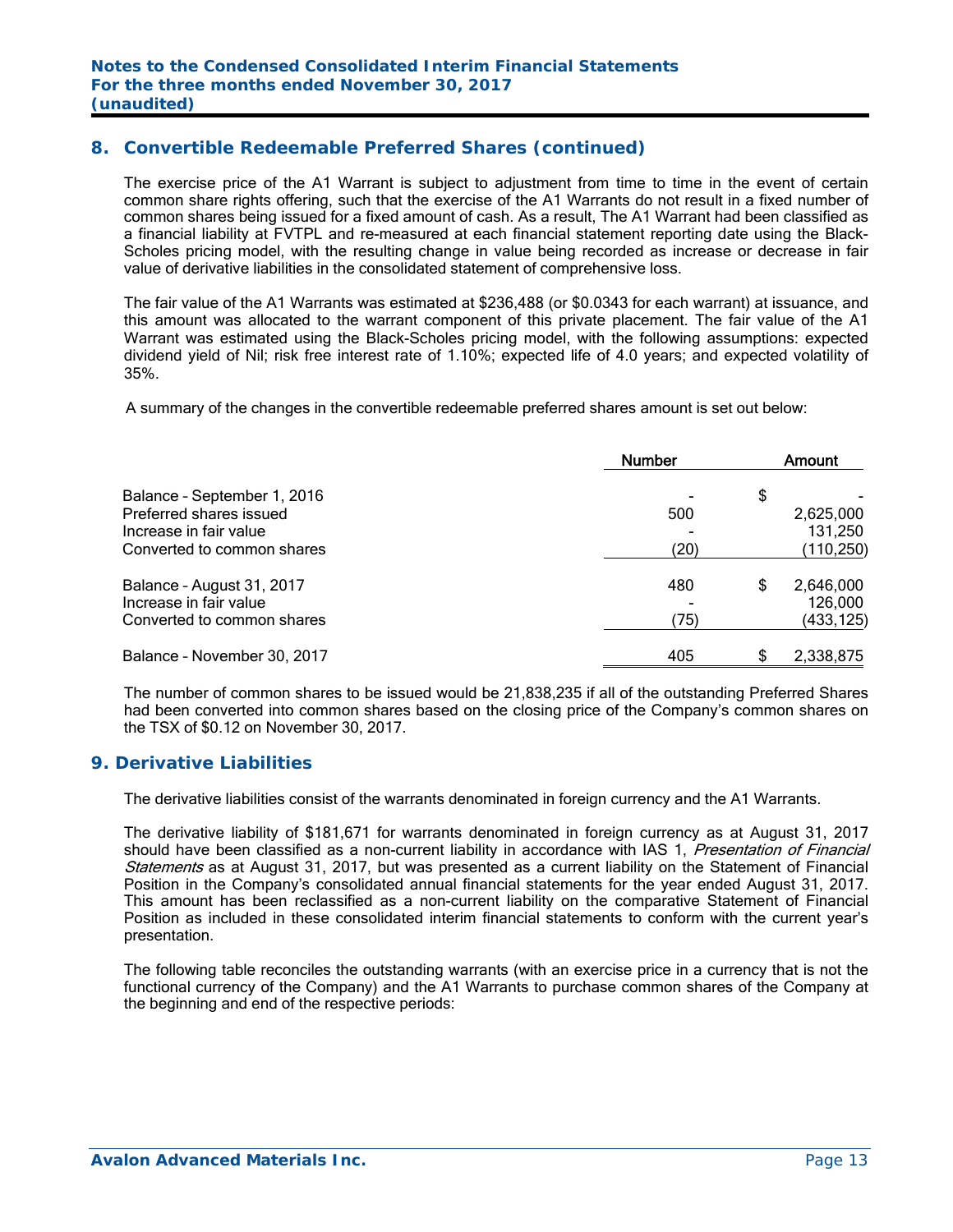## 8. Convertible Redeemable Preferred Shares (continued)

The exercise price of the A1 Warrant is subject to adjustment from time to time in the event of certain common share rights offering, such that the exercise of the A1 Warrants do not result in a fixed number of common shares being issued for a fixed amount of cash. As a result, The A1 Warrant had been classified as a financial liability at FVTPL and re-measured at each financial statement reporting date using the Black-Scholes pricing model, with the resulting change in value being recorded as increase or decrease in fair value of derivative liabilities in the consolidated statement of comprehensive loss.

The fair value of the A1 Warrants was estimated at $236,488 (or $0.0343 for each warrant) at issuance, and this amount was allocated to the warrant component of this private placement. The fair value of the A1 Warrant was estimated using the Black-Scholes pricing model, with the following assumptions: expected dividend yield of Nil; risk free interest rate of 1.10%; expected life of 4.0 years; and expected volatility of 35%.

A summary of the changes in the convertible redeemable preferred shares amount is set out below:

| | Number | Amount |
|---|---|---|
| Balance – September 1, 2016 | - | $ - |
| Preferred shares issued | 500 | 2,625,000 |
| Increase in fair value | - | 131,250 |
| Converted to common shares | (20) | (110,250) |
| Balance – August 31, 2017 | 480 | $ 2,646,000 |
| Increase in fair value | - | 126,000 |
| Converted to common shares | (75) | (433,125) |
| Balance – November 30, 2017 | 405 | $ 2,338,875 |

The number of common shares to be issued would be 21,838,235 if all of the outstanding Preferred Shares had been converted into common shares based on the closing price of the Company's common shares on the TSX of $0.12 on November 30, 2017.

## 9. Derivative Liabilities

The derivative liabilities consist of the warrants denominated in foreign currency and the A1 Warrants.

The derivative liability of $181,671 for warrants denominated in foreign currency as at August 31, 2017 should have been classified as a non-current liability in accordance with IAS 1, *Presentation of Financial Statements* as at August 31, 2017, but was presented as a current liability on the Statement of Financial Position in the Company's consolidated annual financial statements for the year ended August 31, 2017. This amount has been reclassified as a non-current liability on the comparative Statement of Financial Position as included in these consolidated interim financial statements to conform with the current year's presentation.

The following table reconciles the outstanding warrants (with an exercise price in a currency that is not the functional currency of the Company) and the A1 Warrants to purchase common shares of the Company at the beginning and end of the respective periods: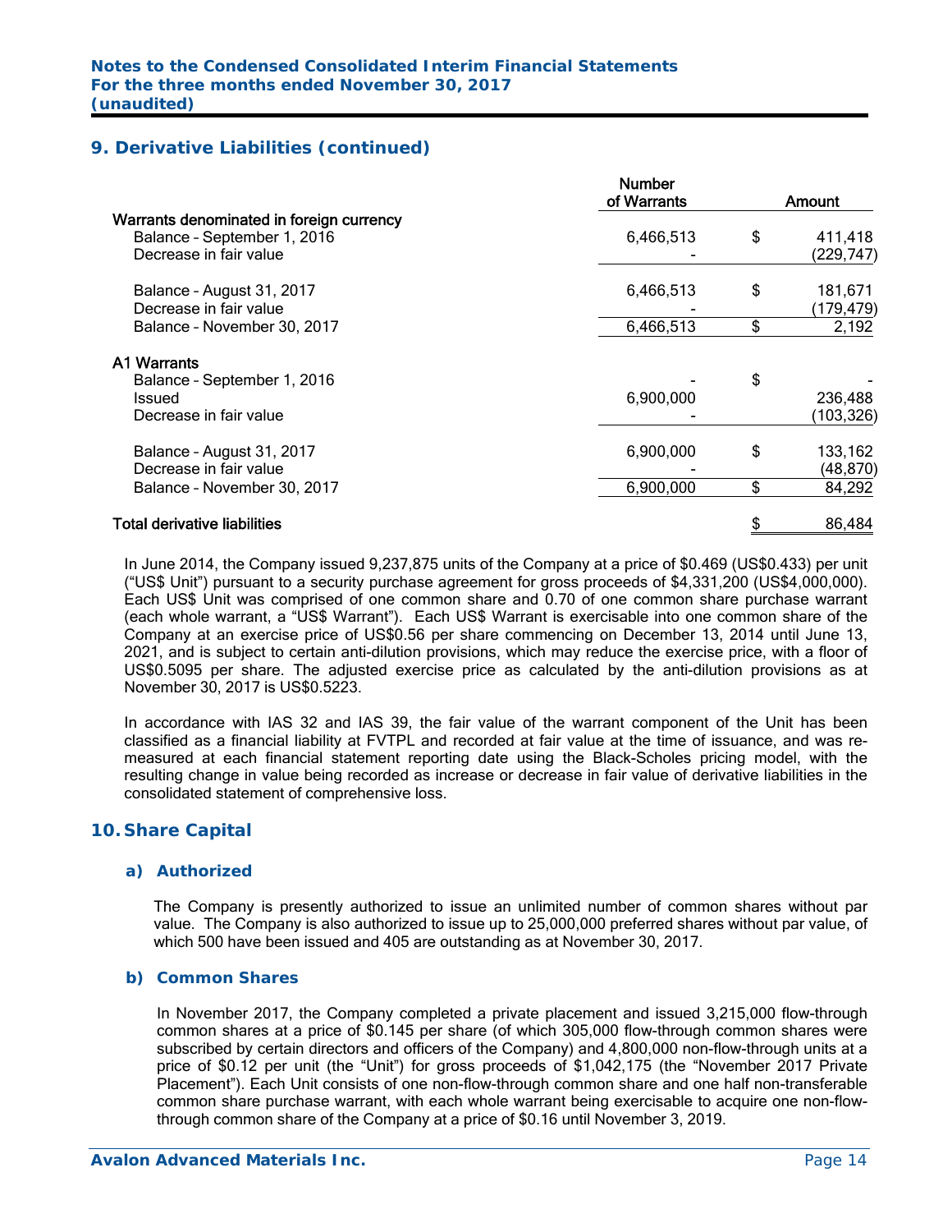## 9. Derivative Liabilities (continued)

| | Number of Warrants | | Amount |
|---|---|---|---|
| Warrants denominated in foreign currency | | | |
| Balance – September 1, 2016 | 6,466,513 | $ | 411,418 |
| Decrease in fair value | - | | (229,747) |
| Balance – August 31, 2017 | 6,466,513 | $ | 181,671 |
| Decrease in fair value | - | | (179,479) |
| Balance – November 30, 2017 | 6,466,513 | $ | 2,192 |
| A1 Warrants | | | |
| Balance – September 1, 2016 | - | $ | - |
| Issued | 6,900,000 | | 236,488 |
| Decrease in fair value | - | | (103,326) |
| Balance – August 31, 2017 | 6,900,000 | $ | 133,162 |
| Decrease in fair value | - | | (48,870) |
| Balance – November 30, 2017 | 6,900,000 | $ | 84,292 |
| Total derivative liabilities | | $ | 86,484 |

In June 2014, the Company issued 9,237,875 units of the Company at a price of $0.469 (US$0.433) per unit ("US$ Unit") pursuant to a security purchase agreement for gross proceeds of $4,331,200 (US$4,000,000). Each US$ Unit was comprised of one common share and 0.70 of one common share purchase warrant (each whole warrant, a "US$ Warrant"). Each US$ Warrant is exercisable into one common share of the Company at an exercise price of US$0.56 per share commencing on December 13, 2014 until June 13, 2021, and is subject to certain anti-dilution provisions, which may reduce the exercise price, with a floor of US$0.5095 per share. The adjusted exercise price as calculated by the anti-dilution provisions as at November 30, 2017 is US$0.5223.

In accordance with IAS 32 and IAS 39, the fair value of the warrant component of the Unit has been classified as a financial liability at FVTPL and recorded at fair value at the time of issuance, and was re-measured at each financial statement reporting date using the Black-Scholes pricing model, with the resulting change in value being recorded as increase or decrease in fair value of derivative liabilities in the consolidated statement of comprehensive loss.

## 10. Share Capital

### a) Authorized

The Company is presently authorized to issue an unlimited number of common shares without par value. The Company is also authorized to issue up to 25,000,000 preferred shares without par value, of which 500 have been issued and 405 are outstanding as at November 30, 2017.

### b) Common Shares

In November 2017, the Company completed a private placement and issued 3,215,000 flow-through common shares at a price of $0.145 per share (of which 305,000 flow-through common shares were subscribed by certain directors and officers of the Company) and 4,800,000 non-flow-through units at a price of $0.12 per unit (the "Unit") for gross proceeds of $1,042,175 (the "November 2017 Private Placement"). Each Unit consists of one non-flow-through common share and one half non-transferable common share purchase warrant, with each whole warrant being exercisable to acquire one non-flow-through common share of the Company at a price of $0.16 until November 3, 2019.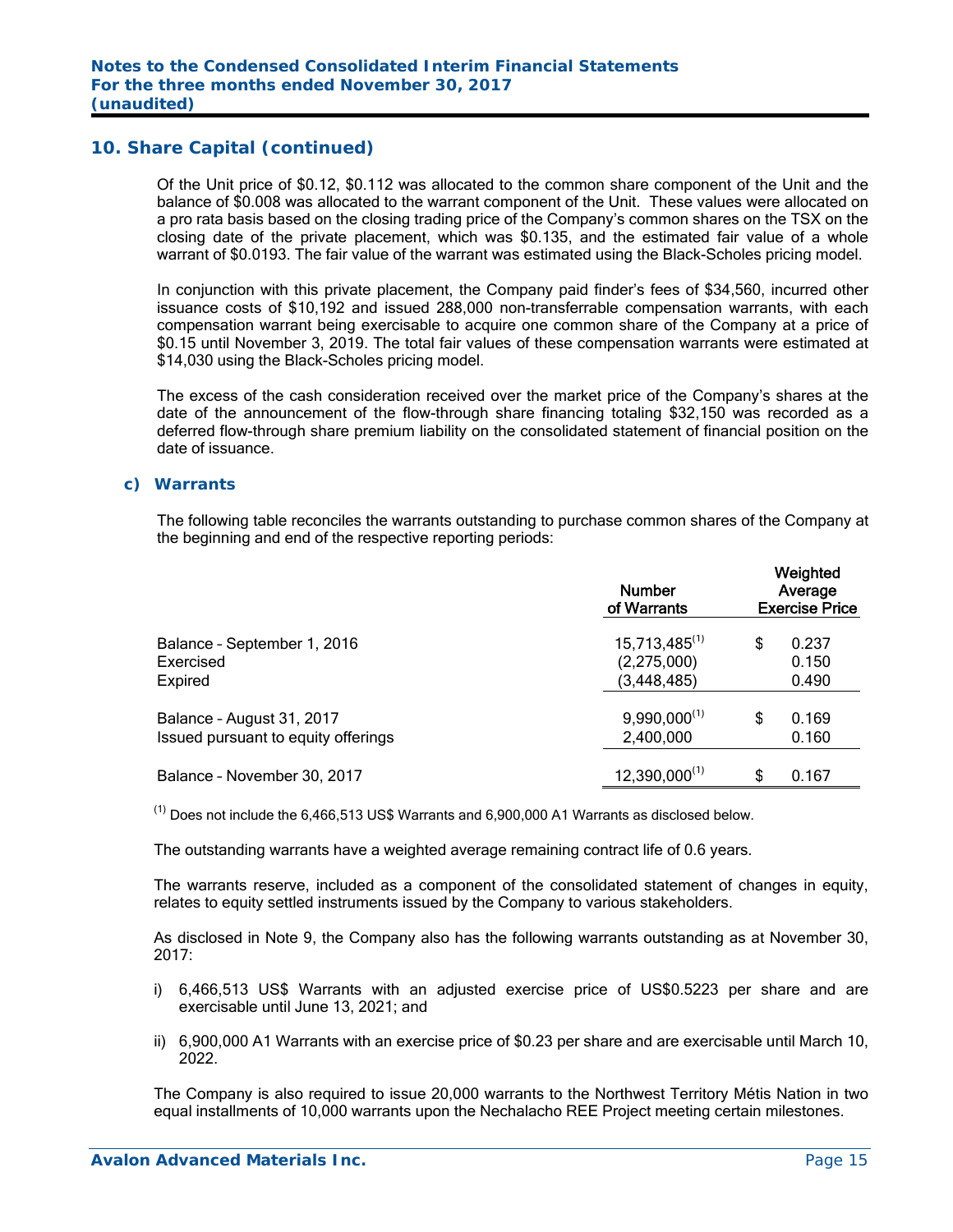## 10. Share Capital (continued)

Of the Unit price of \$0.12, \$0.112 was allocated to the common share component of the Unit and the balance of \$0.008 was allocated to the warrant component of the Unit. These values were allocated on a pro rata basis based on the closing trading price of the Company's common shares on the TSX on the closing date of the private placement, which was \$0.135, and the estimated fair value of a whole warrant of \$0.0193. The fair value of the warrant was estimated using the Black-Scholes pricing model.

In conjunction with this private placement, the Company paid finder's fees of \$34,560, incurred other issuance costs of \$10,192 and issued 288,000 non-transferrable compensation warrants, with each compensation warrant being exercisable to acquire one common share of the Company at a price of \$0.15 until November 3, 2019. The total fair values of these compensation warrants were estimated at \$14,030 using the Black-Scholes pricing model.

The excess of the cash consideration received over the market price of the Company's shares at the date of the announcement of the flow-through share financing totaling \$32,150 was recorded as a deferred flow-through share premium liability on the consolidated statement of financial position on the date of issuance.

### c) Warrants

The following table reconciles the warrants outstanding to purchase common shares of the Company at the beginning and end of the respective reporting periods:

| | Number of Warrants | Weighted Average Exercise Price |
|---|---|---|
| Balance – September 1, 2016 | 15,713,485[1] | \$ 0.237 |
| Exercised | (2,275,000) | 0.150 |
| Expired | (3,448,485) | 0.490 |
| Balance - August 31, 2017 | 9,990,000[1] | \$ 0.169 |
| Issued pursuant to equity offerings | 2,400,000 | 0.160 |
| Balance – November 30, 2017 | 12,390,000[1] | \$ 0.167 |

[1] Does not include the 6,466,513 US\$ Warrants and 6,900,000 A1 Warrants as disclosed below.

The outstanding warrants have a weighted average remaining contract life of 0.6 years.

The warrants reserve, included as a component of the consolidated statement of changes in equity, relates to equity settled instruments issued by the Company to various stakeholders.

As disclosed in Note 9, the Company also has the following warrants outstanding as at November 30, 2017:

i) 6,466,513 US\$ Warrants with an adjusted exercise price of US\$0.5223 per share and are exercisable until June 13, 2021; and

ii) 6,900,000 A1 Warrants with an exercise price of \$0.23 per share and are exercisable until March 10, 2022.

The Company is also required to issue 20,000 warrants to the Northwest Territory Métis Nation in two equal installments of 10,000 warrants upon the Nechalacho REE Project meeting certain milestones.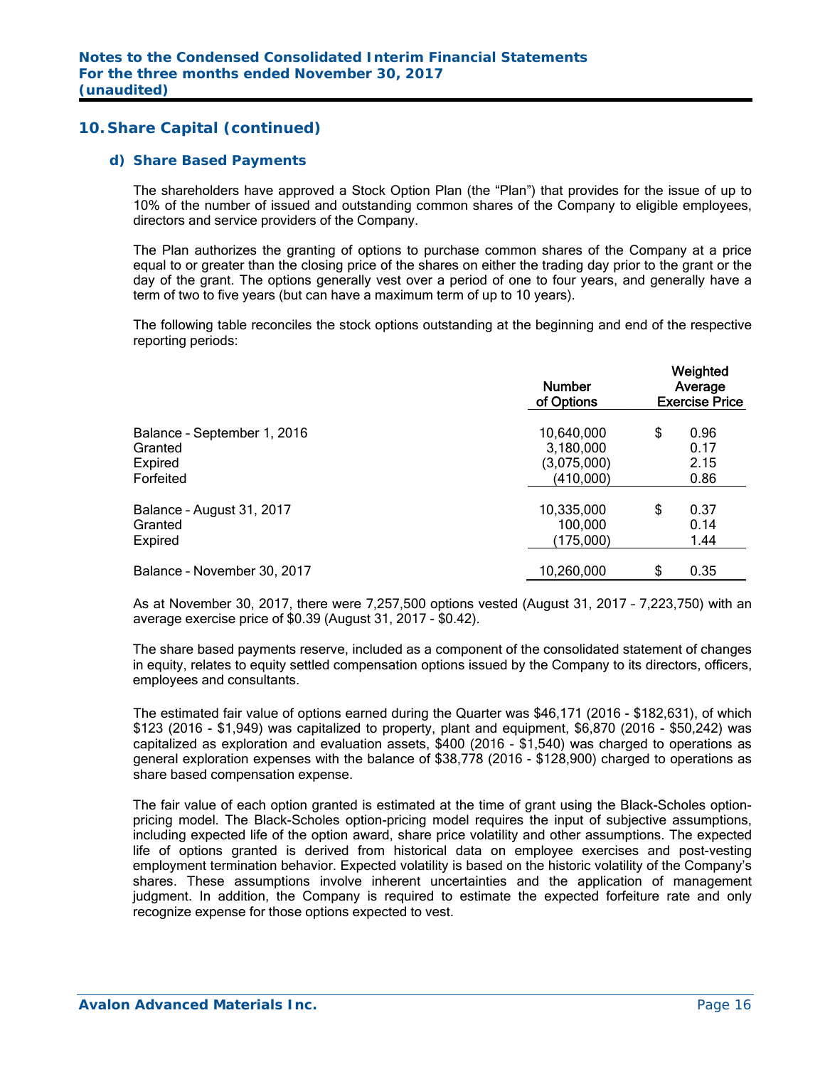## 10. Share Capital (continued)

### d) Share Based Payments

The shareholders have approved a Stock Option Plan (the "Plan") that provides for the issue of up to 10% of the number of issued and outstanding common shares of the Company to eligible employees, directors and service providers of the Company.

The Plan authorizes the granting of options to purchase common shares of the Company at a price equal to or greater than the closing price of the shares on either the trading day prior to the grant or the day of the grant. The options generally vest over a period of one to four years, and generally have a term of two to five years (but can have a maximum term of up to 10 years).

The following table reconciles the stock options outstanding at the beginning and end of the respective reporting periods:

| | Number of Options | Weighted Average Exercise Price |
|---|---|---|
| Balance – September 1, 2016 | 10,640,000 | $ 0.96 |
| Granted | 3,180,000 | 0.17 |
| Expired | (3,075,000) | 2.15 |
| Forfeited | (410,000) | 0.86 |
| Balance – August 31, 2017 | 10,335,000 | $ 0.37 |
| Granted | 100,000 | 0.14 |
| Expired | (175,000) | 1.44 |
| Balance – November 30, 2017 | 10,260,000 | $ 0.35 |

As at November 30, 2017, there were 7,257,500 options vested (August 31, 2017 – 7,223,750) with an average exercise price of $0.39 (August 31, 2017 - $0.42).

The share based payments reserve, included as a component of the consolidated statement of changes in equity, relates to equity settled compensation options issued by the Company to its directors, officers, employees and consultants.

The estimated fair value of options earned during the Quarter was $46,171 (2016 - $182,631), of which $123 (2016 - $1,949) was capitalized to property, plant and equipment, $6,870 (2016 - $50,242) was capitalized as exploration and evaluation assets, $400 (2016 - $1,540) was charged to operations as general exploration expenses with the balance of $38,778 (2016 - $128,900) charged to operations as share based compensation expense.

The fair value of each option granted is estimated at the time of grant using the Black-Scholes option-pricing model. The Black-Scholes option-pricing model requires the input of subjective assumptions, including expected life of the option award, share price volatility and other assumptions. The expected life of options granted is derived from historical data on employee exercises and post-vesting employment termination behavior. Expected volatility is based on the historic volatility of the Company's shares. These assumptions involve inherent uncertainties and the application of management judgment. In addition, the Company is required to estimate the expected forfeiture rate and only recognize expense for those options expected to vest.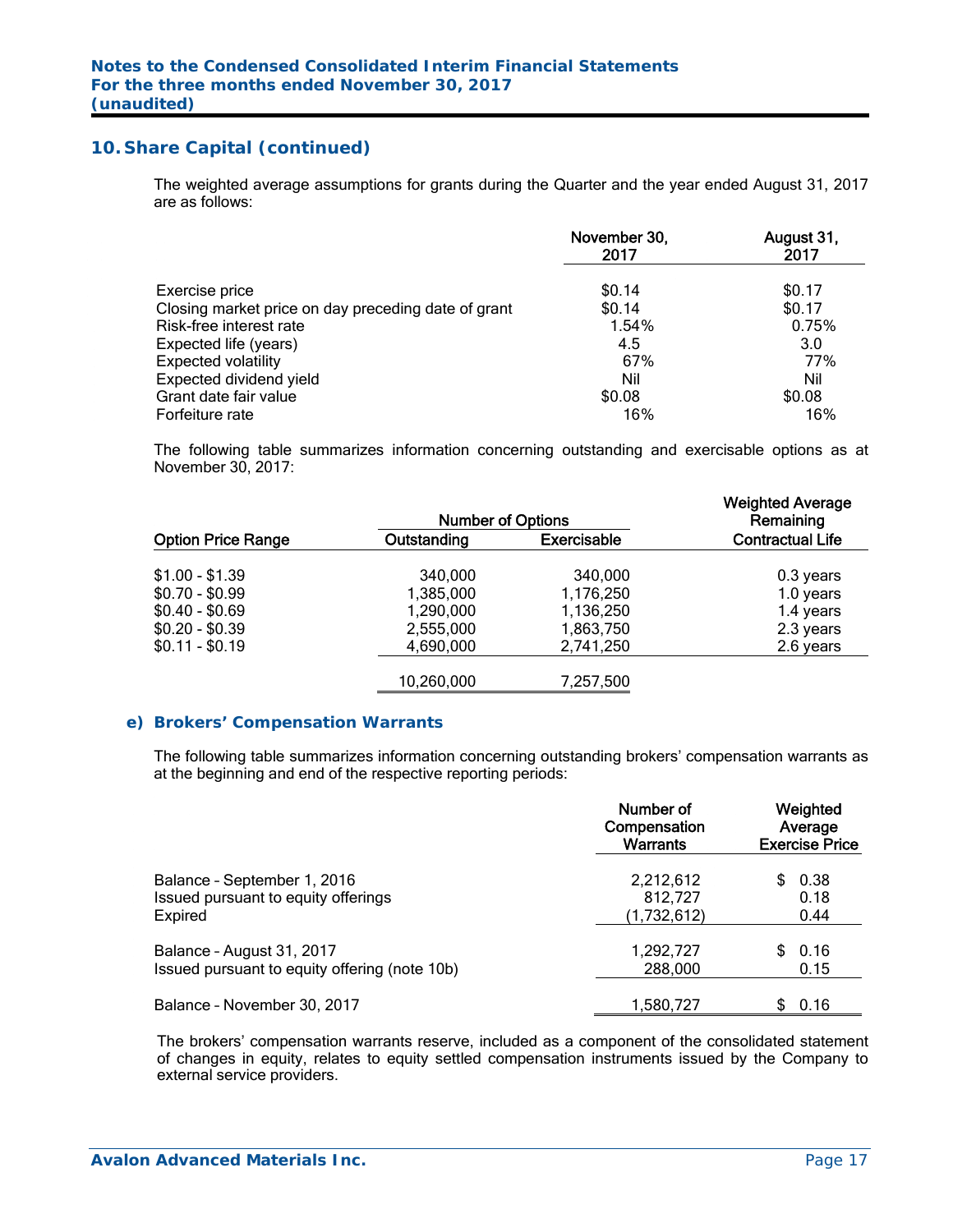## 10. Share Capital (continued)

The weighted average assumptions for grants during the Quarter and the year ended August 31, 2017 are as follows:

| | November 30, 2017 | August 31, 2017 |
|---|---|---|
| Exercise price | $0.14 | $0.17 |
| Closing market price on day preceding date of grant | $0.14 | $0.17 |
| Risk-free interest rate | 1.54% | 0.75% |
| Expected life (years) | 4.5 | 3.0 |
| Expected volatility | 67% | 77% |
| Expected dividend yield | Nil | Nil |
| Grant date fair value | $0.08 | $0.08 |
| Forfeiture rate | 16% | 16% |

The following table summarizes information concerning outstanding and exercisable options as at November 30, 2017:

| | Number of Options | | Weighted Average Remaining |
|---|---|---|---|
| Option Price Range | Outstanding | Exercisable | Contractual Life |
| $1.00 - $1.39 | 340,000 | 340,000 | 0.3 years |
| $0.70 - $0.99 | 1,385,000 | 1,176,250 | 1.0 years |
| $0.40 - $0.69 | 1,290,000 | 1,136,250 | 1.4 years |
| $0.20 - $0.39 | 2,555,000 | 1,863,750 | 2.3 years |
| $0.11 - $0.19 | 4,690,000 | 2,741,250 | 2.6 years |
| | 10,260,000 | 7,257,500 | |

### e) Brokers' Compensation Warrants

The following table summarizes information concerning outstanding brokers' compensation warrants as at the beginning and end of the respective reporting periods:

| | Number of Compensation Warrants | Weighted Average Exercise Price |
|---|---|---|
| Balance – September 1, 2016 | 2,212,612 | $ 0.38 |
| Issued pursuant to equity offerings | 812,727 | 0.18 |
| Expired | (1,732,612) | 0.44 |
| Balance – August 31, 2017 | 1,292,727 | $ 0.16 |
| Issued pursuant to equity offering (note 10b) | 288,000 | 0.15 |
| Balance – November 30, 2017 | 1,580,727 | $ 0.16 |

The brokers' compensation warrants reserve, included as a component of the consolidated statement of changes in equity, relates to equity settled compensation instruments issued by the Company to external service providers.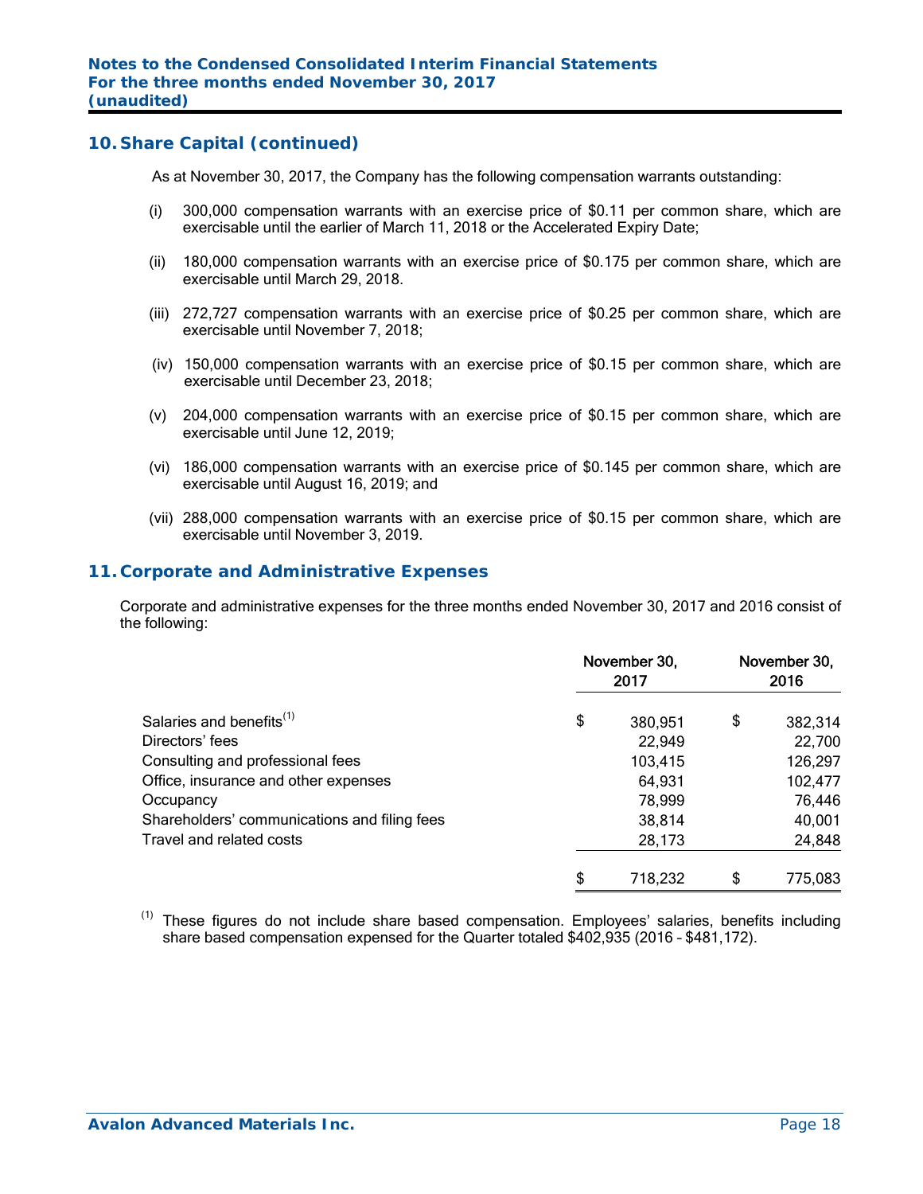## 10. Share Capital (continued)

As at November 30, 2017, the Company has the following compensation warrants outstanding:

(i) 300,000 compensation warrants with an exercise price of $0.11 per common share, which are exercisable until the earlier of March 11, 2018 or the Accelerated Expiry Date;

(ii) 180,000 compensation warrants with an exercise price of $0.175 per common share, which are exercisable until March 29, 2018.

(iii) 272,727 compensation warrants with an exercise price of $0.25 per common share, which are exercisable until November 7, 2018;

(iv) 150,000 compensation warrants with an exercise price of $0.15 per common share, which are exercisable until December 23, 2018;

(v) 204,000 compensation warrants with an exercise price of $0.15 per common share, which are exercisable until June 12, 2019;

(vi) 186,000 compensation warrants with an exercise price of $0.145 per common share, which are exercisable until August 16, 2019; and

(vii) 288,000 compensation warrants with an exercise price of $0.15 per common share, which are exercisable until November 3, 2019.

## 11. Corporate and Administrative Expenses

Corporate and administrative expenses for the three months ended November 30, 2017 and 2016 consist of the following:

| | November 30, 2017 | November 30, 2016 |
|---|---|---|
| Salaries and benefits[(1)] | $ 380,951 | $ 382,314 |
| Directors' fees | 22,949 | 22,700 |
| Consulting and professional fees | 103,415 | 126,297 |
| Office, insurance and other expenses | 64,931 | 102,477 |
| Occupancy | 78,999 | 76,446 |
| Shareholders' communications and filing fees | 38,814 | 40,001 |
| Travel and related costs | 28,173 | 24,848 |
| | $ 718,232 | $ 775,083 |

[(1)] These figures do not include share based compensation. Employees' salaries, benefits including share based compensation expensed for the Quarter totaled $402,935 (2016 – $481,172).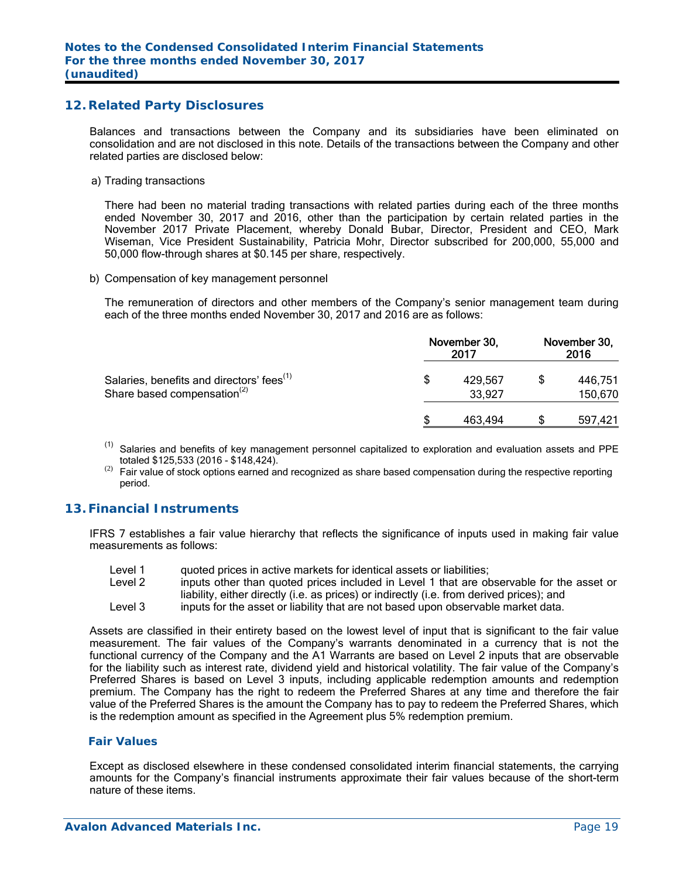## 12. Related Party Disclosures

Balances and transactions between the Company and its subsidiaries have been eliminated on consolidation and are not disclosed in this note. Details of the transactions between the Company and other related parties are disclosed below:

a) Trading transactions

There had been no material trading transactions with related parties during each of the three months ended November 30, 2017 and 2016, other than the participation by certain related parties in the November 2017 Private Placement, whereby Donald Bubar, Director, President and CEO, Mark Wiseman, Vice President Sustainability, Patricia Mohr, Director subscribed for 200,000, 55,000 and 50,000 flow-through shares at $0.145 per share, respectively.

b) Compensation of key management personnel

The remuneration of directors and other members of the Company's senior management team during each of the three months ended November 30, 2017 and 2016 are as follows:

| | November 30, 2017 | November 30, 2016 |
|---|---|---|
| Salaries, benefits and directors' fees[1] | $ 429,567 | $ 446,751 |
| Share based compensation[2] | 33,927 | 150,670 |
| | $ 463,494 | $ 597,421 |

[1] Salaries and benefits of key management personnel capitalized to exploration and evaluation assets and PPE totaled $125,533 (2016 - $148,424).

[2] Fair value of stock options earned and recognized as share based compensation during the respective reporting period.

## 13. Financial Instruments

IFRS 7 establishes a fair value hierarchy that reflects the significance of inputs used in making fair value measurements as follows:

- Level 1 quoted prices in active markets for identical assets or liabilities;
- Level 2 inputs other than quoted prices included in Level 1 that are observable for the asset or liability, either directly (i.e. as prices) or indirectly (i.e. from derived prices); and
- Level 3 inputs for the asset or liability that are not based upon observable market data.

Assets are classified in their entirety based on the lowest level of input that is significant to the fair value measurement. The fair values of the Company's warrants denominated in a currency that is not the functional currency of the Company and the A1 Warrants are based on Level 2 inputs that are observable for the liability such as interest rate, dividend yield and historical volatility. The fair value of the Company's Preferred Shares is based on Level 3 inputs, including applicable redemption amounts and redemption premium. The Company has the right to redeem the Preferred Shares at any time and therefore the fair value of the Preferred Shares is the amount the Company has to pay to redeem the Preferred Shares, which is the redemption amount as specified in the Agreement plus 5% redemption premium.

### Fair Values

Except as disclosed elsewhere in these condensed consolidated interim financial statements, the carrying amounts for the Company's financial instruments approximate their fair values because of the short-term nature of these items.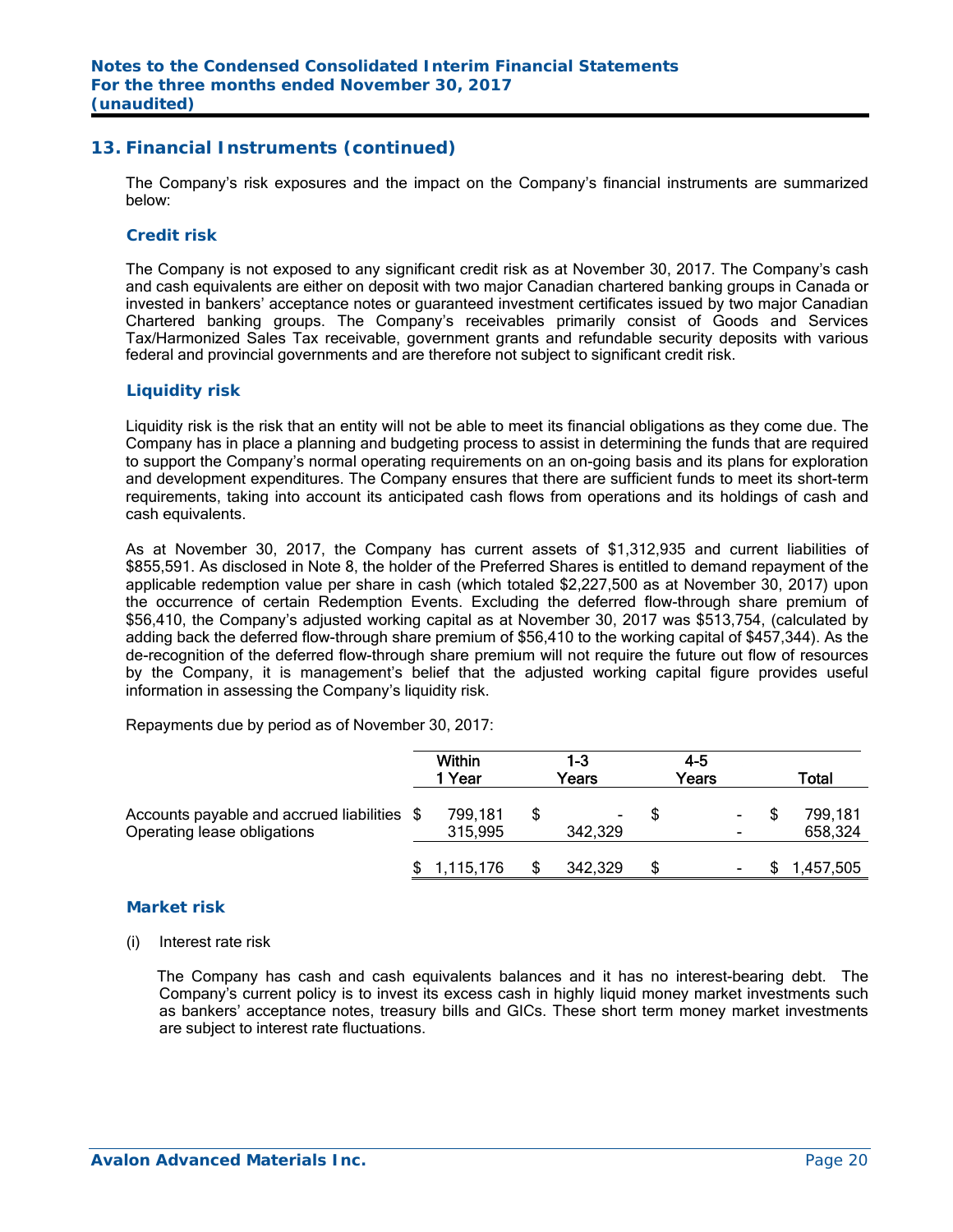## 13. Financial Instruments (continued)

The Company's risk exposures and the impact on the Company's financial instruments are summarized below:

### Credit risk

The Company is not exposed to any significant credit risk as at November 30, 2017. The Company's cash and cash equivalents are either on deposit with two major Canadian chartered banking groups in Canada or invested in bankers' acceptance notes or guaranteed investment certificates issued by two major Canadian Chartered banking groups. The Company's receivables primarily consist of Goods and Services Tax/Harmonized Sales Tax receivable, government grants and refundable security deposits with various federal and provincial governments and are therefore not subject to significant credit risk.

### Liquidity risk

Liquidity risk is the risk that an entity will not be able to meet its financial obligations as they come due. The Company has in place a planning and budgeting process to assist in determining the funds that are required to support the Company's normal operating requirements on an on-going basis and its plans for exploration and development expenditures. The Company ensures that there are sufficient funds to meet its short-term requirements, taking into account its anticipated cash flows from operations and its holdings of cash and cash equivalents.

As at November 30, 2017, the Company has current assets of $1,312,935 and current liabilities of $855,591. As disclosed in Note 8, the holder of the Preferred Shares is entitled to demand repayment of the applicable redemption value per share in cash (which totaled $2,227,500 as at November 30, 2017) upon the occurrence of certain Redemption Events. Excluding the deferred flow-through share premium of $56,410, the Company's adjusted working capital as at November 30, 2017 was $513,754, (calculated by adding back the deferred flow-through share premium of $56,410 to the working capital of $457,344). As the de-recognition of the deferred flow-through share premium will not require the future out flow of resources by the Company, it is management's belief that the adjusted working capital figure provides useful information in assessing the Company's liquidity risk.

Repayments due by period as of November 30, 2017:

| | Within 1 Year | 1-3 Years | 4-5 Years | Total |
|---|---|---|---|---|
| Accounts payable and accrued liabilities | $ 799,181 | $ - | $ - | $ 799,181 |
| Operating lease obligations | 315,995 | 342,329 | - | 658,324 |
| | $ 1,115,176 | $ 342,329 | $ - | $ 1,457,505 |

### Market risk

(i) Interest rate risk

The Company has cash and cash equivalents balances and it has no interest-bearing debt. The Company's current policy is to invest its excess cash in highly liquid money market investments such as bankers' acceptance notes, treasury bills and GICs. These short term money market investments are subject to interest rate fluctuations.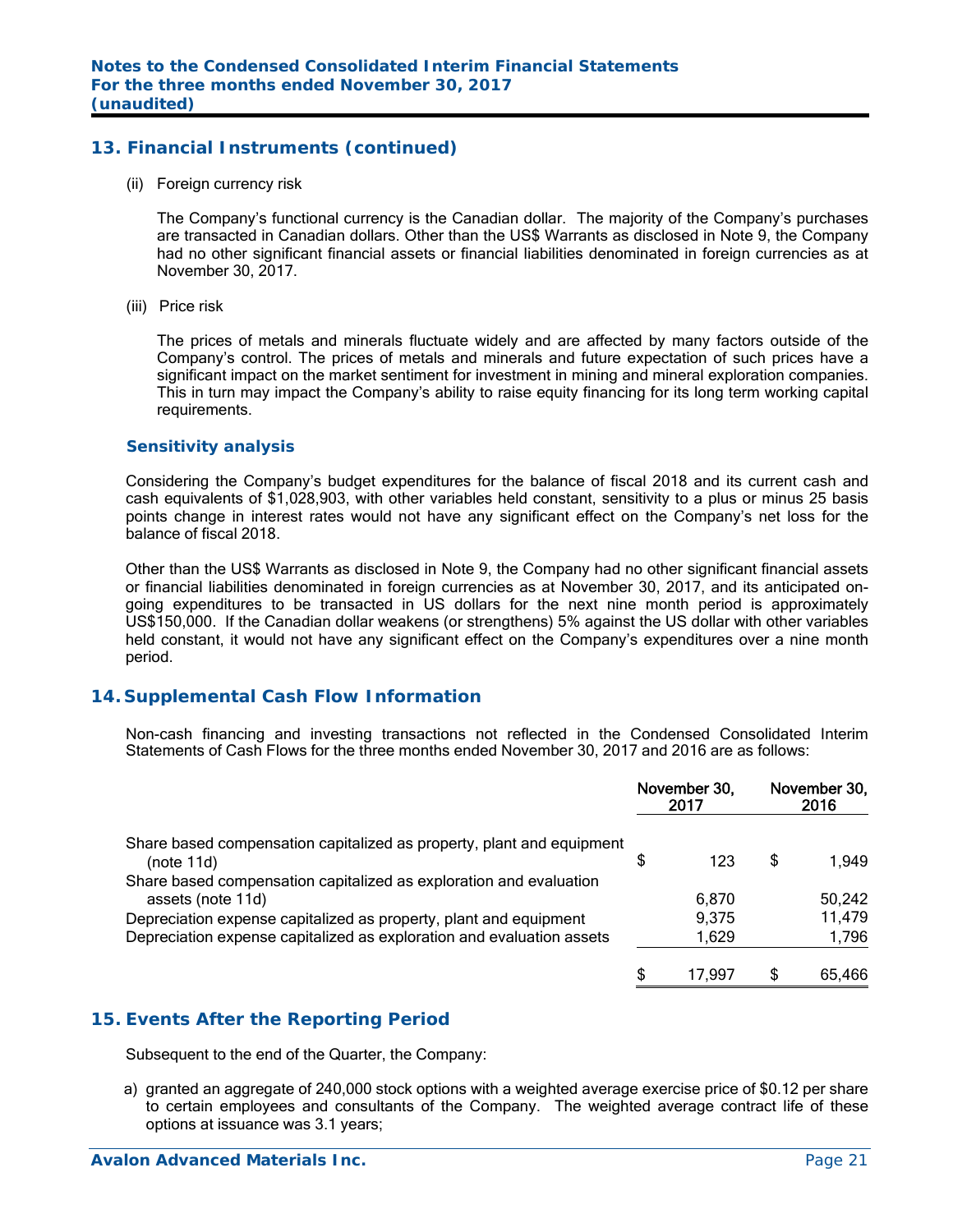## 13. Financial Instruments (continued)

(ii) Foreign currency risk

The Company's functional currency is the Canadian dollar. The majority of the Company's purchases are transacted in Canadian dollars. Other than the US$ Warrants as disclosed in Note 9, the Company had no other significant financial assets or financial liabilities denominated in foreign currencies as at November 30, 2017.

(iii) Price risk

The prices of metals and minerals fluctuate widely and are affected by many factors outside of the Company's control. The prices of metals and minerals and future expectation of such prices have a significant impact on the market sentiment for investment in mining and mineral exploration companies. This in turn may impact the Company's ability to raise equity financing for its long term working capital requirements.

### Sensitivity analysis

Considering the Company's budget expenditures for the balance of fiscal 2018 and its current cash and cash equivalents of $1,028,903, with other variables held constant, sensitivity to a plus or minus 25 basis points change in interest rates would not have any significant effect on the Company's net loss for the balance of fiscal 2018.

Other than the US$ Warrants as disclosed in Note 9, the Company had no other significant financial assets or financial liabilities denominated in foreign currencies as at November 30, 2017, and its anticipated on-going expenditures to be transacted in US dollars for the next nine month period is approximately US$150,000. If the Canadian dollar weakens (or strengthens) 5% against the US dollar with other variables held constant, it would not have any significant effect on the Company's expenditures over a nine month period.

## 14. Supplemental Cash Flow Information

Non-cash financing and investing transactions not reflected in the Condensed Consolidated Interim Statements of Cash Flows for the three months ended November 30, 2017 and 2016 are as follows:

| | November 30, 2017 | November 30, 2016 |
|---|---|---|
| Share based compensation capitalized as property, plant and equipment (note 11d) | $ 123 | $ 1,949 |
| Share based compensation capitalized as exploration and evaluation assets (note 11d) | 6,870 | 50,242 |
| Depreciation expense capitalized as property, plant and equipment | 9,375 | 11,479 |
| Depreciation expense capitalized as exploration and evaluation assets | 1,629 | 1,796 |
| | $ 17,997 | $ 65,466 |

## 15. Events After the Reporting Period

Subsequent to the end of the Quarter, the Company:

a) granted an aggregate of 240,000 stock options with a weighted average exercise price of $0.12 per share to certain employees and consultants of the Company. The weighted average contract life of these options at issuance was 3.1 years;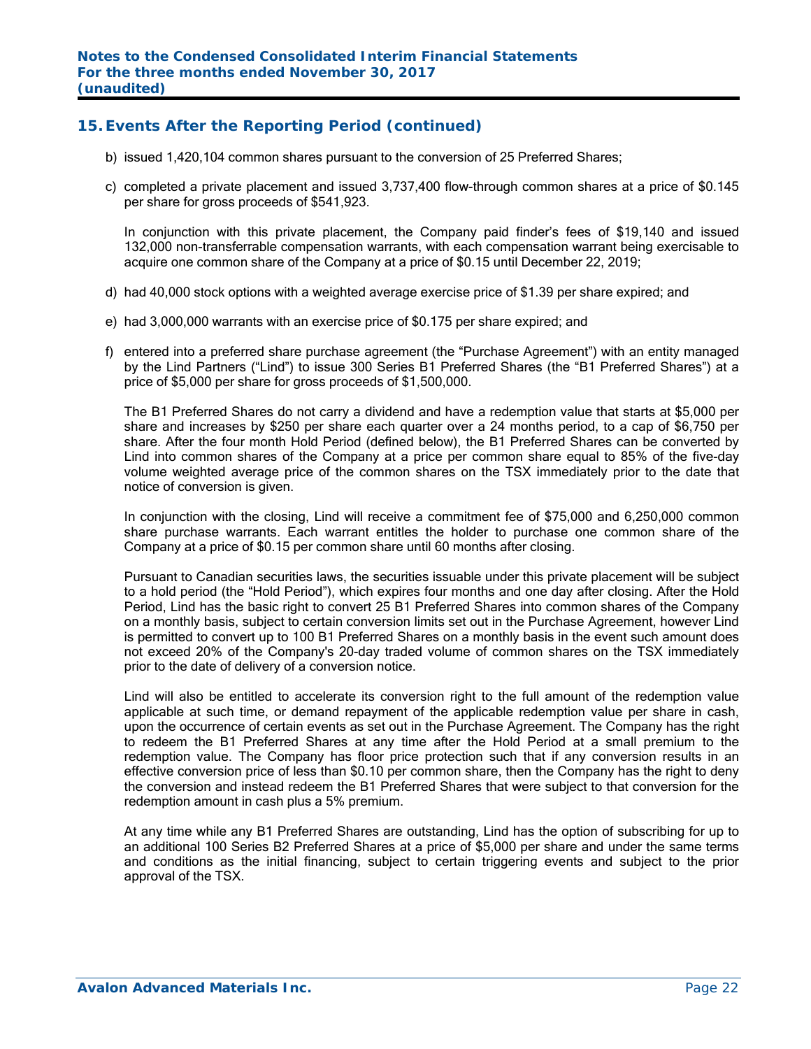## 15. Events After the Reporting Period (continued)

b) issued 1,420,104 common shares pursuant to the conversion of 25 Preferred Shares;

c) completed a private placement and issued 3,737,400 flow-through common shares at a price of $0.145 per share for gross proceeds of $541,923.

   In conjunction with this private placement, the Company paid finder's fees of $19,140 and issued 132,000 non-transferrable compensation warrants, with each compensation warrant being exercisable to acquire one common share of the Company at a price of $0.15 until December 22, 2019;

d) had 40,000 stock options with a weighted average exercise price of $1.39 per share expired; and

e) had 3,000,000 warrants with an exercise price of $0.175 per share expired; and

f) entered into a preferred share purchase agreement (the "Purchase Agreement") with an entity managed by the Lind Partners ("Lind") to issue 300 Series B1 Preferred Shares (the "B1 Preferred Shares") at a price of $5,000 per share for gross proceeds of $1,500,000.

   The B1 Preferred Shares do not carry a dividend and have a redemption value that starts at $5,000 per share and increases by $250 per share each quarter over a 24 months period, to a cap of $6,750 per share. After the four month Hold Period (defined below), the B1 Preferred Shares can be converted by Lind into common shares of the Company at a price per common share equal to 85% of the five-day volume weighted average price of the common shares on the TSX immediately prior to the date that notice of conversion is given.

   In conjunction with the closing, Lind will receive a commitment fee of $75,000 and 6,250,000 common share purchase warrants. Each warrant entitles the holder to purchase one common share of the Company at a price of $0.15 per common share until 60 months after closing.

   Pursuant to Canadian securities laws, the securities issuable under this private placement will be subject to a hold period (the "Hold Period"), which expires four months and one day after closing. After the Hold Period, Lind has the basic right to convert 25 B1 Preferred Shares into common shares of the Company on a monthly basis, subject to certain conversion limits set out in the Purchase Agreement, however Lind is permitted to convert up to 100 B1 Preferred Shares on a monthly basis in the event such amount does not exceed 20% of the Company's 20-day traded volume of common shares on the TSX immediately prior to the date of delivery of a conversion notice.

   Lind will also be entitled to accelerate its conversion right to the full amount of the redemption value applicable at such time, or demand repayment of the applicable redemption value per share in cash, upon the occurrence of certain events as set out in the Purchase Agreement. The Company has the right to redeem the B1 Preferred Shares at any time after the Hold Period at a small premium to the redemption value. The Company has floor price protection such that if any conversion results in an effective conversion price of less than $0.10 per common share, then the Company has the right to deny the conversion and instead redeem the B1 Preferred Shares that were subject to that conversion for the redemption amount in cash plus a 5% premium.

   At any time while any B1 Preferred Shares are outstanding, Lind has the option of subscribing for up to an additional 100 Series B2 Preferred Shares at a price of $5,000 per share and under the same terms and conditions as the initial financing, subject to certain triggering events and subject to the prior approval of the TSX.